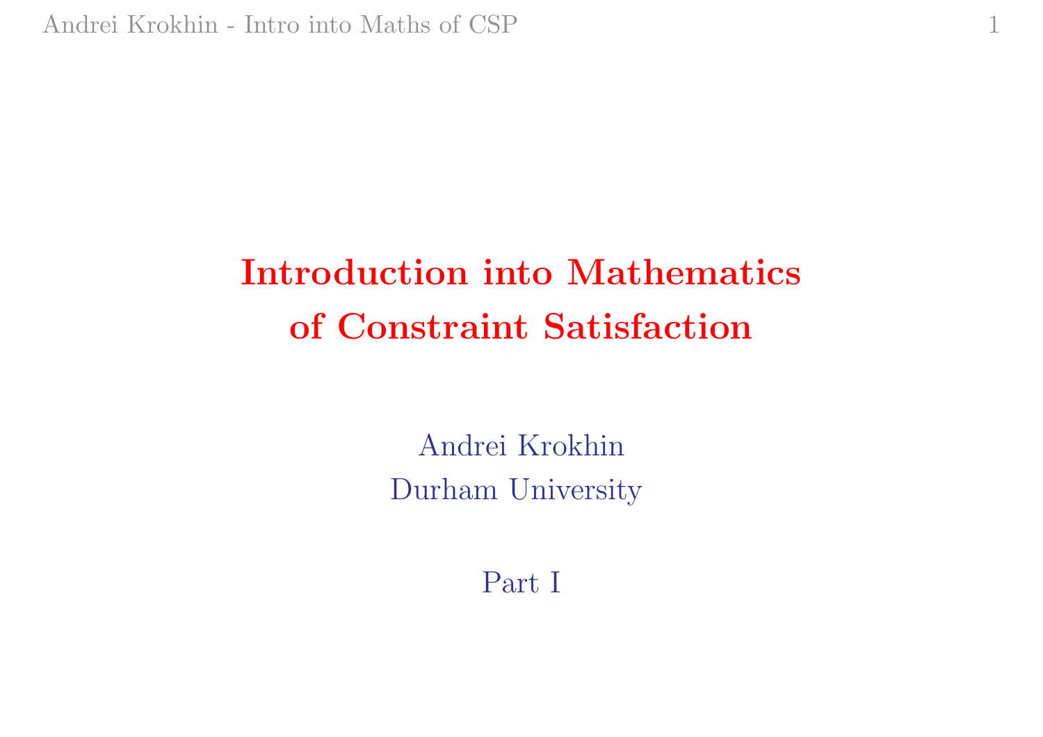# Introduction into Mathematics of Constraint Satisfaction

Andrei Krokhin
Durham University

Part I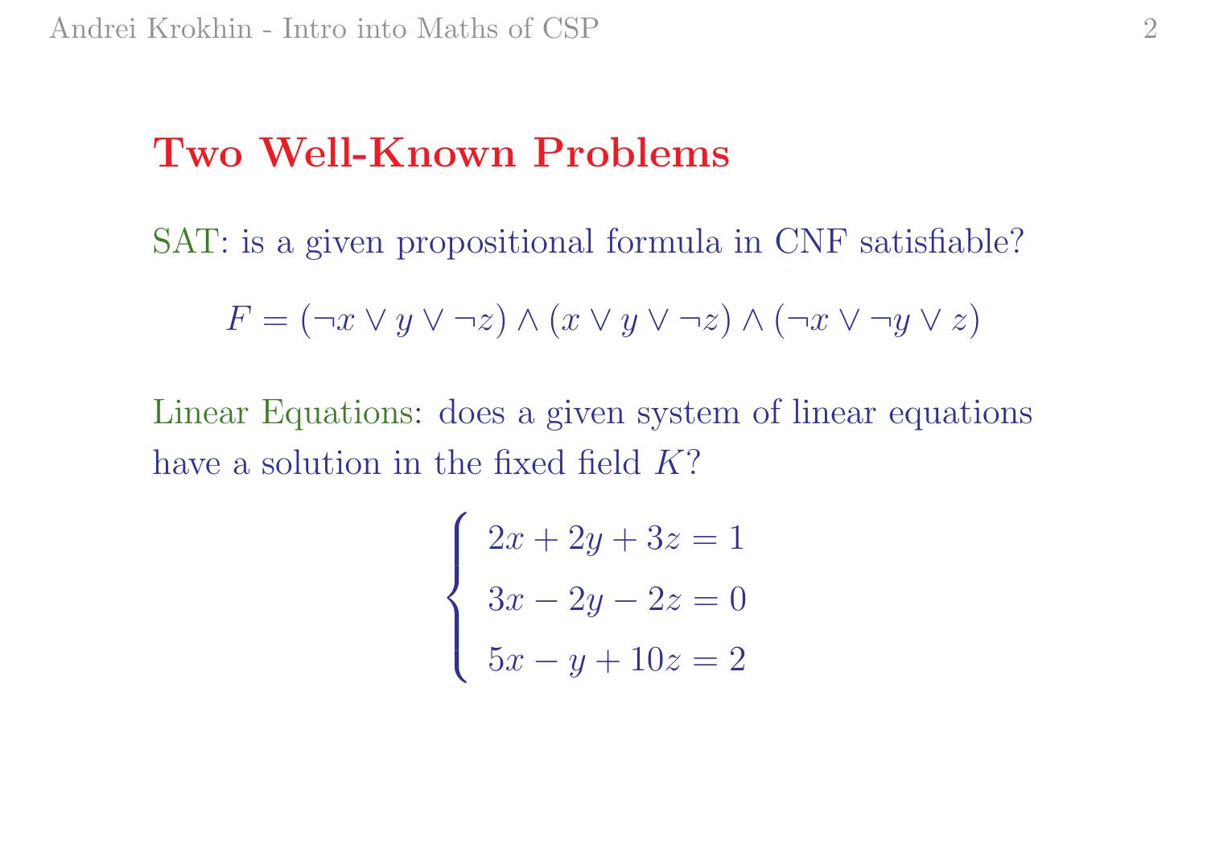## Two Well-Known Problems

SAT: is a given propositional formula in CNF satisfiable?

$$F = (\neg x \vee y \vee \neg z) \wedge (x \vee y \vee \neg z) \wedge (\neg x \vee \neg y \vee z)$$

Linear Equations: does a given system of linear equations have a solution in the fixed field $K$?

$$\begin{cases} 2x + 2y + 3z = 1 \\ 3x - 2y - 2z = 0 \\ 5x - y + 10z = 2 \end{cases}$$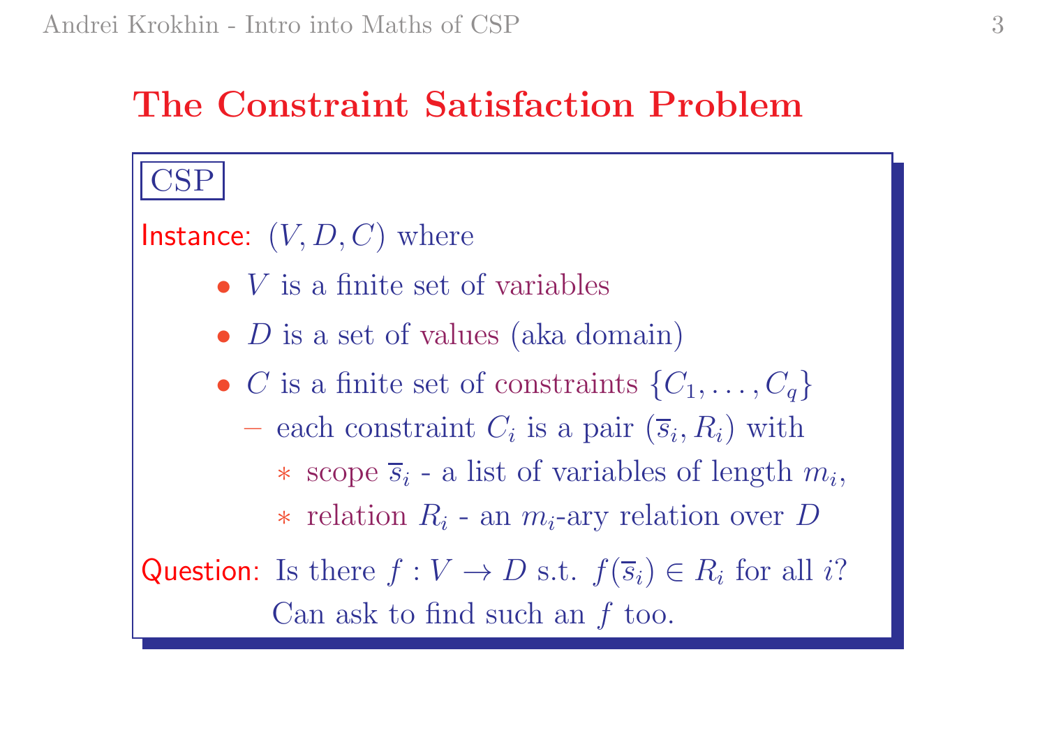## The Constraint Satisfaction Problem

**CSP**

**Instance:** $(V, D, C)$ where

- $V$ is a finite set of variables
- $D$ is a set of values (aka domain)
- $C$ is a finite set of constraints $\{C_1, \ldots, C_q\}$
  - each constraint $C_i$ is a pair $(\overline{s}_i, R_i)$ with
    - scope $\overline{s}_i$ - a list of variables of length $m_i$,
    - relation $R_i$ - an $m_i$-ary relation over $D$

**Question:** Is there $f : V \to D$ s.t. $f(\overline{s}_i) \in R_i$ for all $i$?
Can ask to find such an $f$ too.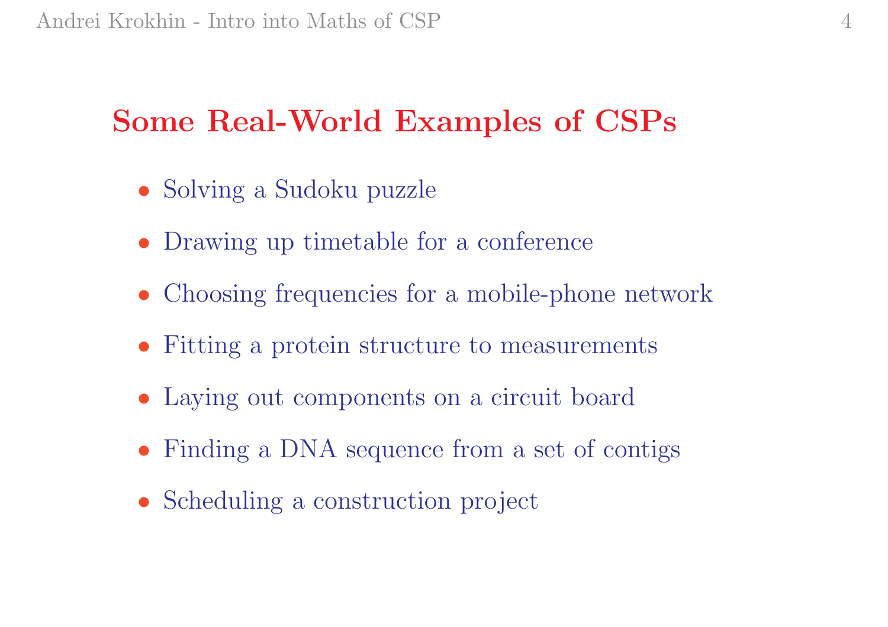## Some Real-World Examples of CSPs

- Solving a Sudoku puzzle
- Drawing up timetable for a conference
- Choosing frequencies for a mobile-phone network
- Fitting a protein structure to measurements
- Laying out components on a circuit board
- Finding a DNA sequence from a set of contigs
- Scheduling a construction project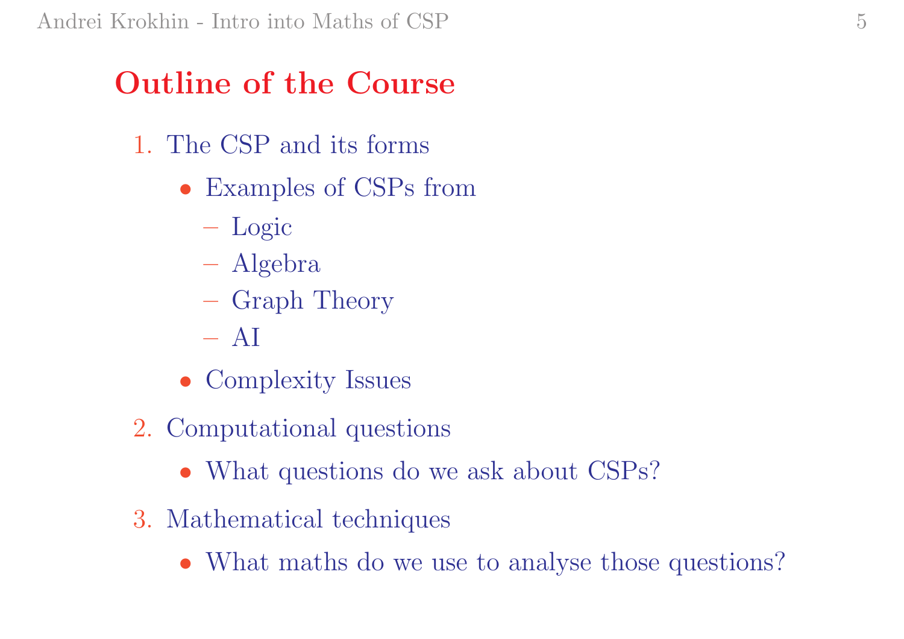## Outline of the Course

1. The CSP and its forms
   - Examples of CSPs from
     - Logic
     - Algebra
     - Graph Theory
     - AI
   - Complexity Issues
2. Computational questions
   - What questions do we ask about CSPs?
3. Mathematical techniques
   - What maths do we use to analyse those questions?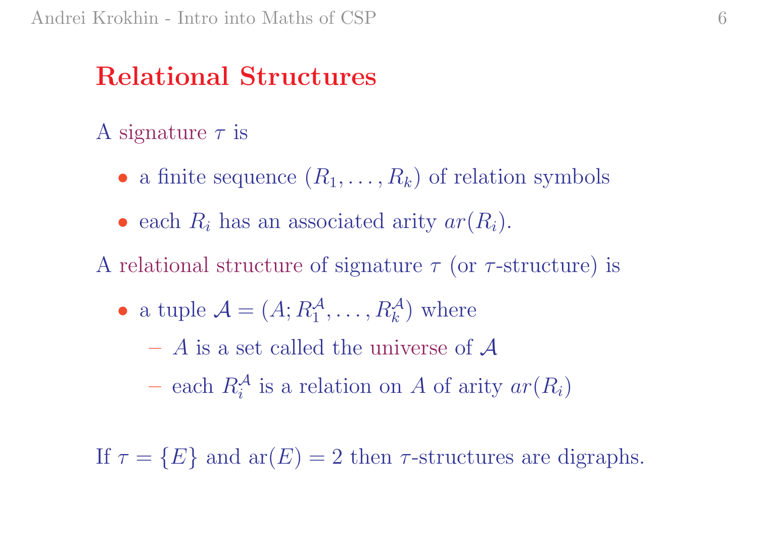## Relational Structures

A signature $\tau$ is

- a finite sequence $(R_1, \ldots, R_k)$ of relation symbols
- each $R_i$ has an associated arity $ar(R_i)$.

A relational structure of signature $\tau$ (or $\tau$-structure) is

- a tuple $\mathcal{A} = (A; R_1^{\mathcal{A}}, \ldots, R_k^{\mathcal{A}})$ where
  - $A$ is a set called the universe of $\mathcal{A}$
  - each $R_i^{\mathcal{A}}$ is a relation on $A$ of arity $ar(R_i)$

If $\tau = \{E\}$ and $\mathrm{ar}(E) = 2$ then $\tau$-structures are digraphs.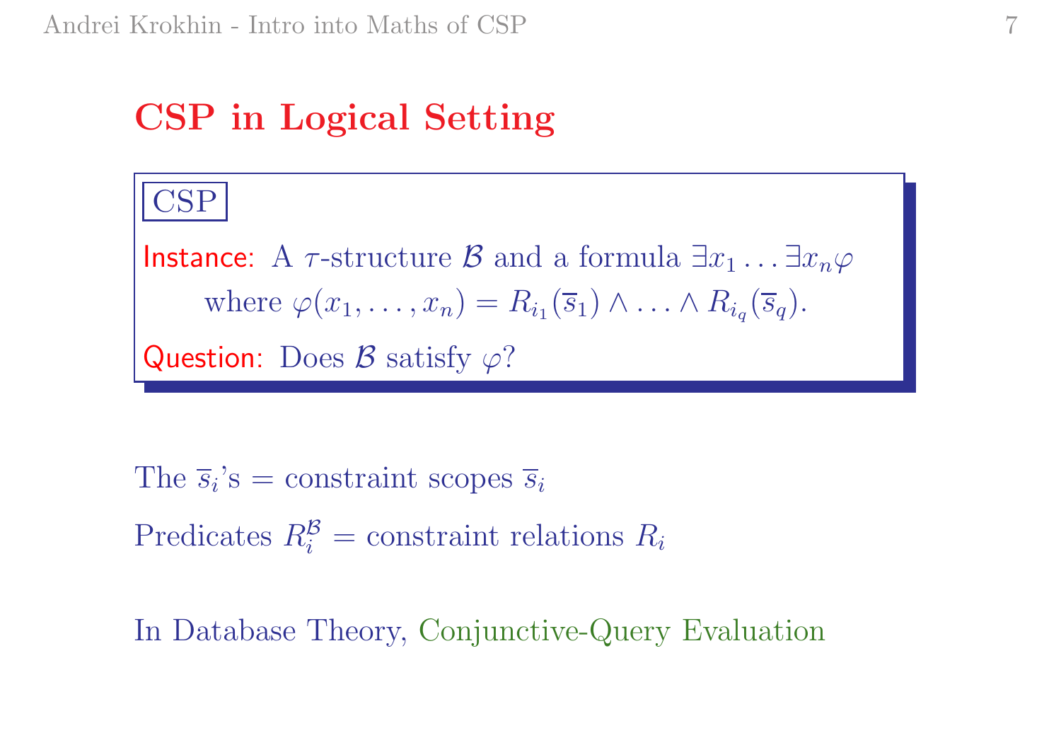# CSP in Logical Setting

**CSP**

**Instance:** A $\tau$-structure $\mathcal{B}$ and a formula $\exists x_1 \ldots \exists x_n \varphi$
where $\varphi(x_1, \ldots, x_n) = R_{i_1}(\overline{s}_1) \wedge \ldots \wedge R_{i_q}(\overline{s}_q)$.

**Question:** Does $\mathcal{B}$ satisfy $\varphi$?

The $\overline{s}_i$'s = constraint scopes $\overline{s}_i$

Predicates $R_i^{\mathcal{B}}$ = constraint relations $R_i$

In Database Theory, Conjunctive-Query Evaluation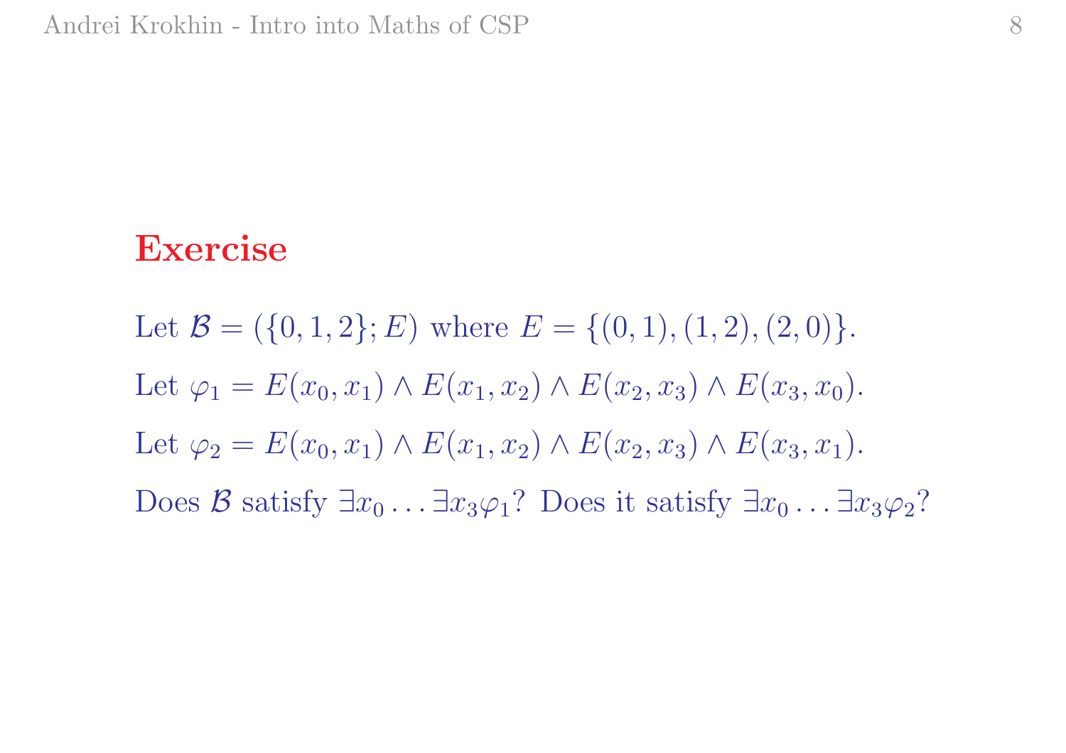## Exercise

Let $\mathcal{B} = (\{0, 1, 2\}; E)$ where $E = \{(0, 1), (1, 2), (2, 0)\}$.

Let $\varphi_1 = E(x_0, x_1) \wedge E(x_1, x_2) \wedge E(x_2, x_3) \wedge E(x_3, x_0)$.

Let $\varphi_2 = E(x_0, x_1) \wedge E(x_1, x_2) \wedge E(x_2, x_3) \wedge E(x_3, x_1)$.

Does $\mathcal{B}$ satisfy $\exists x_0 \ldots \exists x_3 \varphi_1$? Does it satisfy $\exists x_0 \ldots \exists x_3 \varphi_2$?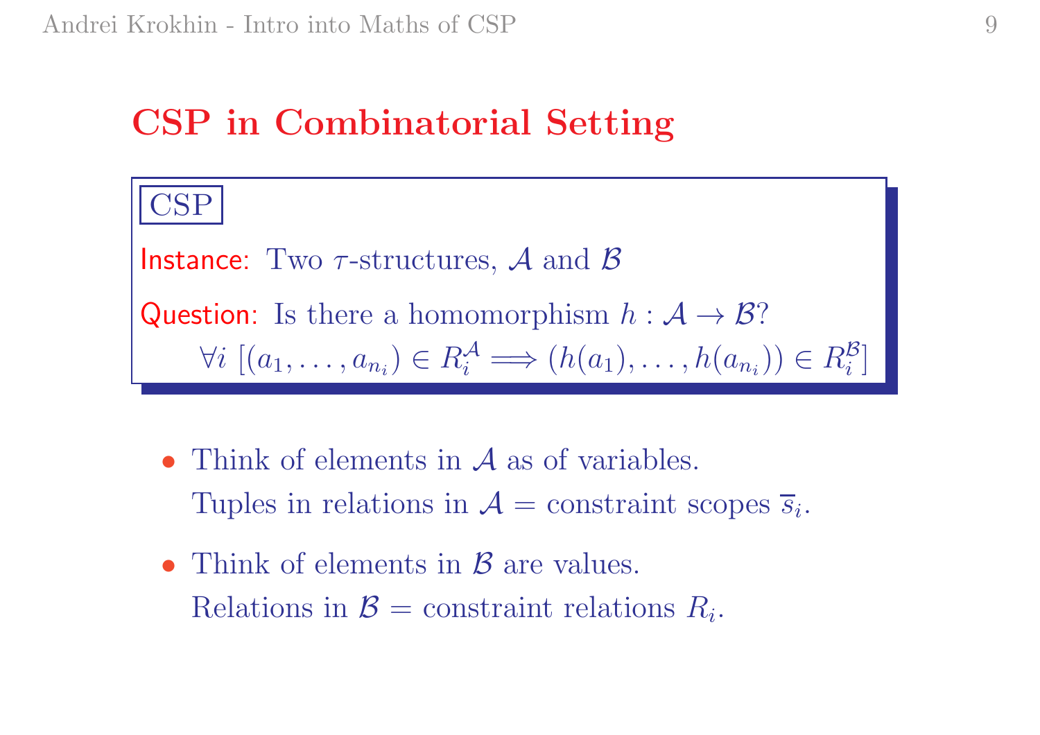# CSP in Combinatorial Setting

**CSP**

**Instance:** Two $\tau$-structures, $\mathcal{A}$ and $\mathcal{B}$

**Question:** Is there a homomorphism $h : \mathcal{A} \to \mathcal{B}$?

$$\forall i \; [(a_1, \ldots, a_{n_i}) \in R_i^{\mathcal{A}} \Longrightarrow (h(a_1), \ldots, h(a_{n_i})) \in R_i^{\mathcal{B}}]$$

- Think of elements in $\mathcal{A}$ as of variables.
  Tuples in relations in $\mathcal{A}$ = constraint scopes $\overline{s}_i$.
- Think of elements in $\mathcal{B}$ are values.
  Relations in $\mathcal{B}$ = constraint relations $R_i$.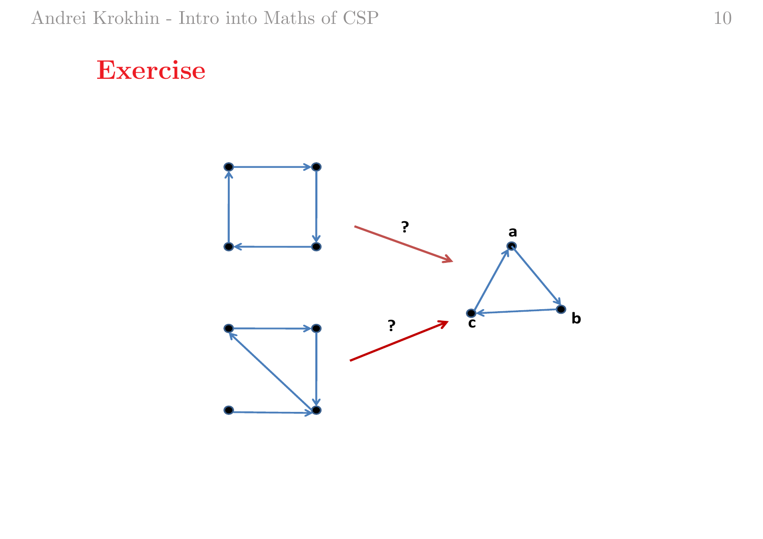# Exercise

?

?

a

b

c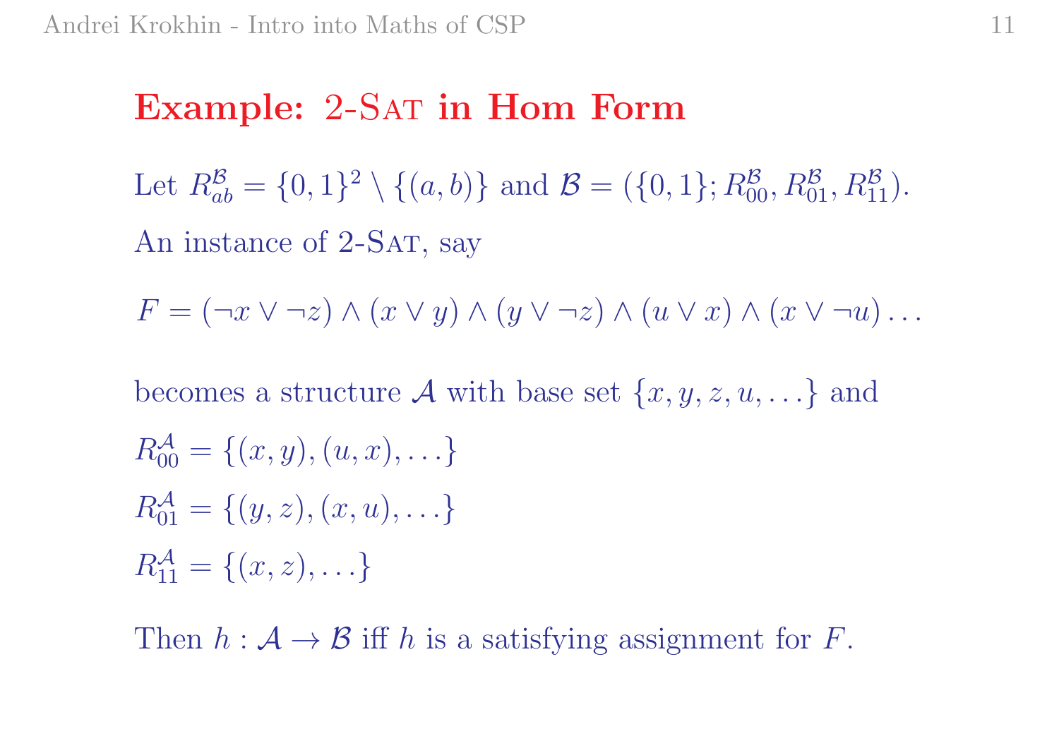# Example: 2-Sat in Hom Form

Let $R^{\mathcal{B}}_{ab} = \{0,1\}^2 \setminus \{(a,b)\}$ and $\mathcal{B} = (\{0,1\}; R^{\mathcal{B}}_{00}, R^{\mathcal{B}}_{01}, R^{\mathcal{B}}_{11})$.

An instance of 2-Sat, say

$$F = (\neg x \vee \neg z) \wedge (x \vee y) \wedge (y \vee \neg z) \wedge (u \vee x) \wedge (x \vee \neg u) \ldots$$

becomes a structure $\mathcal{A}$ with base set $\{x, y, z, u, \ldots\}$ and

$R^{\mathcal{A}}_{00} = \{(x,y), (u,x), \ldots\}$

$R^{\mathcal{A}}_{01} = \{(y,z), (x,u), \ldots\}$

$R^{\mathcal{A}}_{11} = \{(x,z), \ldots\}$

Then $h : \mathcal{A} \to \mathcal{B}$ iff $h$ is a satisfying assignment for $F$.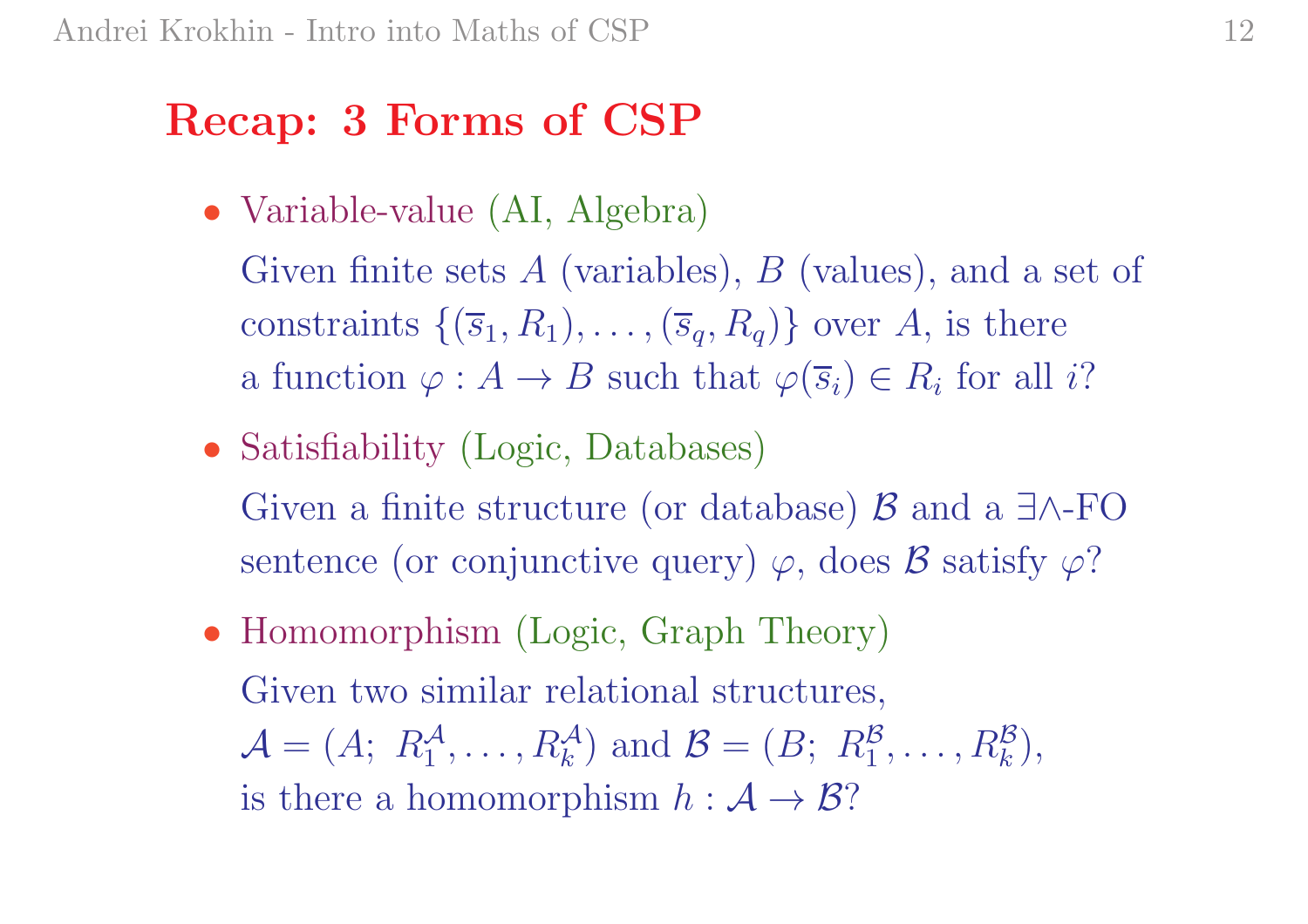## Recap: 3 Forms of CSP

- Variable-value (AI, Algebra)

  Given finite sets $A$ (variables), $B$ (values), and a set of constraints $\{(\overline{s}_1, R_1), \ldots, (\overline{s}_q, R_q)\}$ over $A$, is there a function $\varphi : A \to B$ such that $\varphi(\overline{s}_i) \in R_i$ for all $i$?

- Satisfiability (Logic, Databases)

  Given a finite structure (or database) $\mathcal{B}$ and a $\exists\wedge$-FO sentence (or conjunctive query) $\varphi$, does $\mathcal{B}$ satisfy $\varphi$?

- Homomorphism (Logic, Graph Theory)

  Given two similar relational structures, $\mathcal{A} = (A;\ R_1^{\mathcal{A}}, \ldots, R_k^{\mathcal{A}})$ and $\mathcal{B} = (B;\ R_1^{\mathcal{B}}, \ldots, R_k^{\mathcal{B}})$, is there a homomorphism $h : \mathcal{A} \to \mathcal{B}$?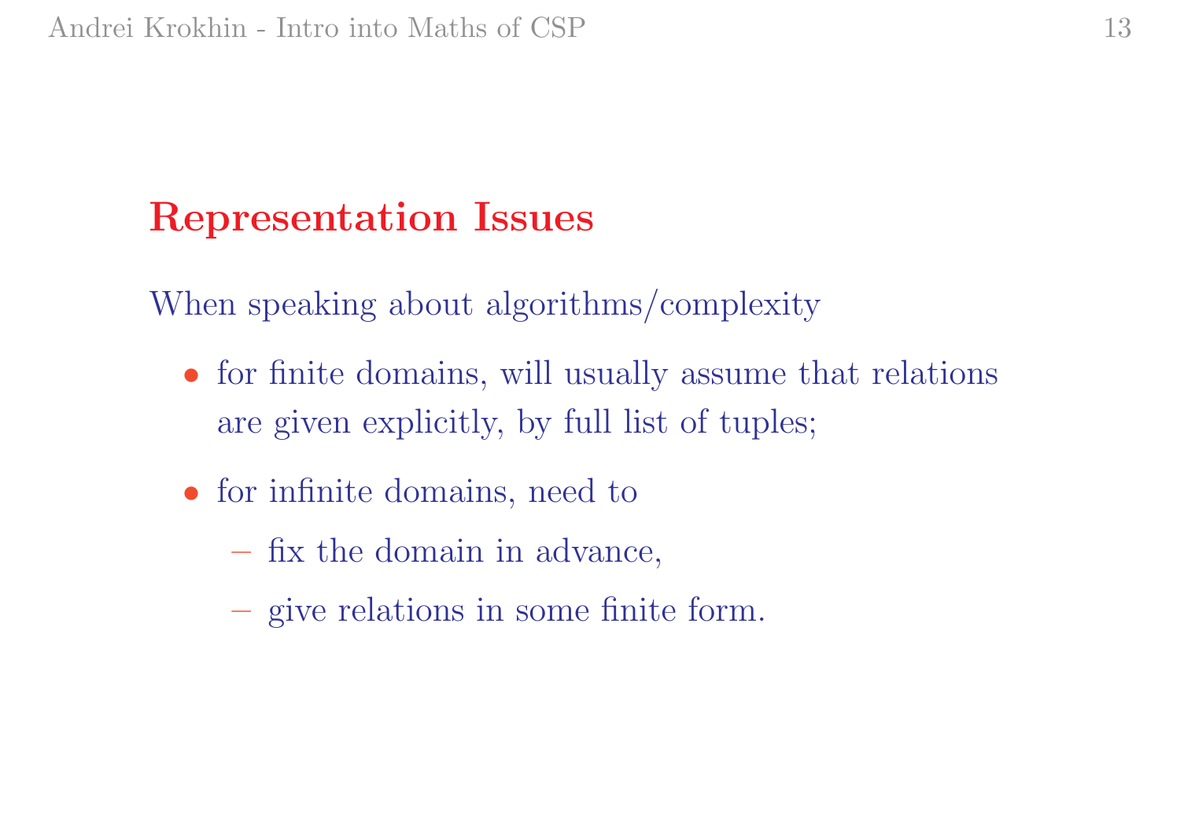## Representation Issues

When speaking about algorithms/complexity

- for finite domains, will usually assume that relations are given explicitly, by full list of tuples;
- for infinite domains, need to
  - fix the domain in advance,
  - give relations in some finite form.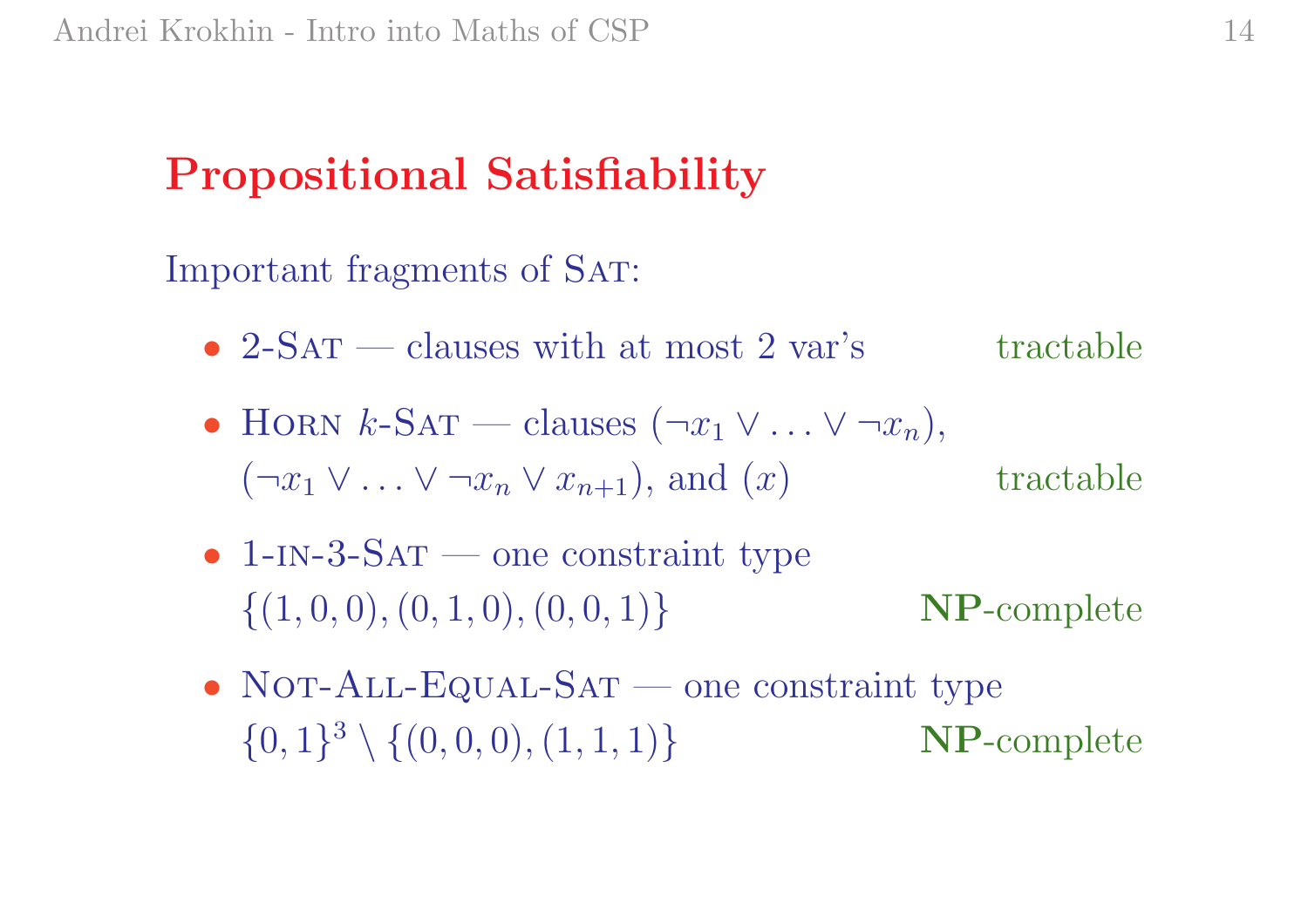## Propositional Satisfiability

Important fragments of SAT:

- 2-SAT — clauses with at most 2 var's — tractable
- HORN $k$-SAT — clauses $(\neg x_1 \vee \ldots \vee \neg x_n)$, $(\neg x_1 \vee \ldots \vee \neg x_n \vee x_{n+1})$, and $(x)$ — tractable
- 1-IN-3-SAT — one constraint type $\{(1,0,0),(0,1,0),(0,0,1)\}$ — **NP**-complete
- NOT-ALL-EQUAL-SAT — one constraint type $\{0,1\}^3 \setminus \{(0,0,0),(1,1,1)\}$ — **NP**-complete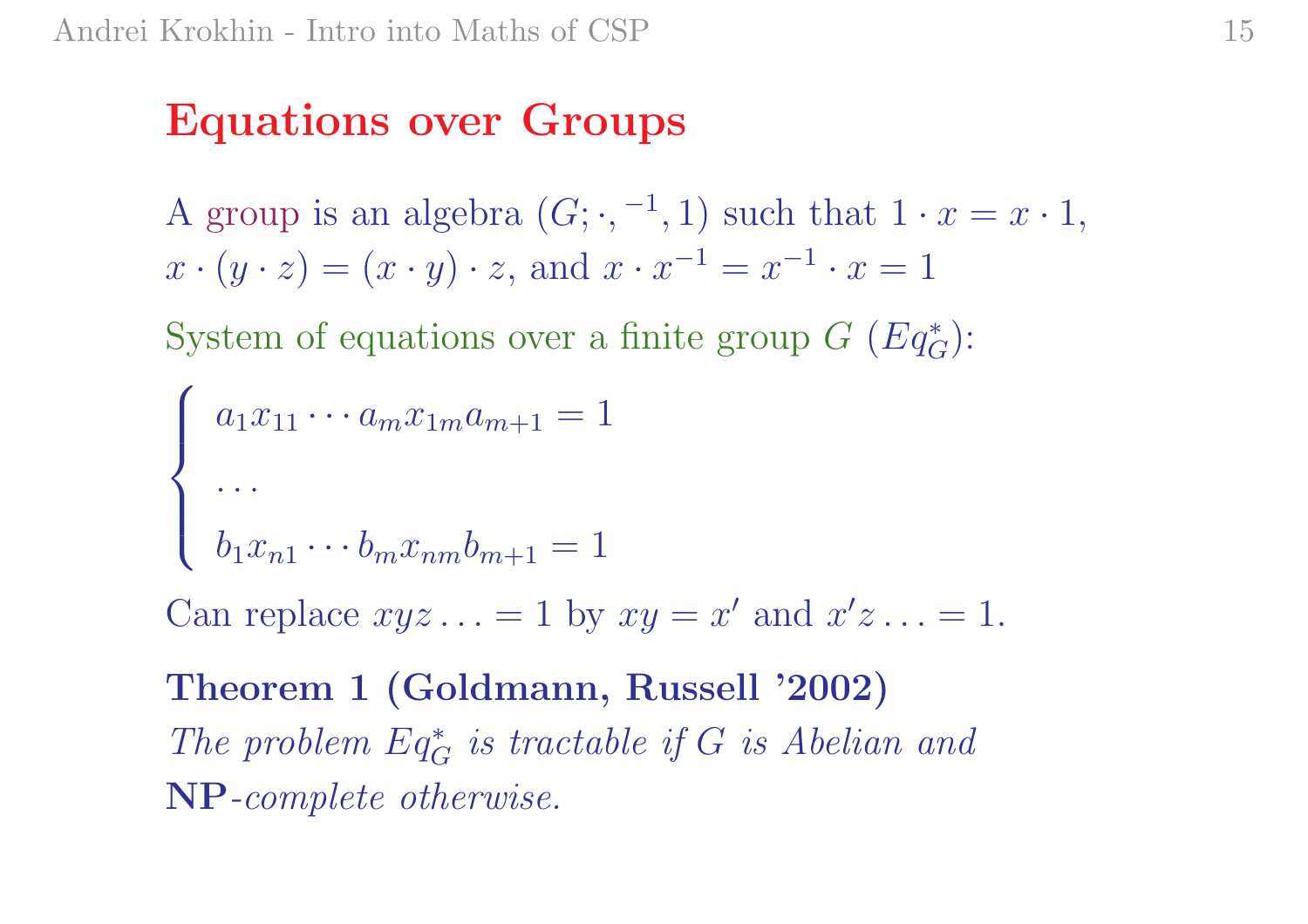# Equations over Groups

A group is an algebra $(G; \cdot, ^{-1}, 1)$ such that $1 \cdot x = x \cdot 1$, $x \cdot (y \cdot z) = (x \cdot y) \cdot z$, and $x \cdot x^{-1} = x^{-1} \cdot x = 1$

System of equations over a finite group $G$ ($Eq_G^*$):

$$
\begin{cases}
a_1 x_{11} \cdots a_m x_{1m} a_{m+1} = 1 \\
\dots \\
b_1 x_{n1} \cdots b_m x_{nm} b_{m+1} = 1
\end{cases}
$$

Can replace $xyz \ldots = 1$ by $xy = x'$ and $x'z \ldots = 1$.

**Theorem 1 (Goldmann, Russell '2002)**
*The problem $Eq_G^*$ is tractable if $G$ is Abelian and* **NP***-complete otherwise.*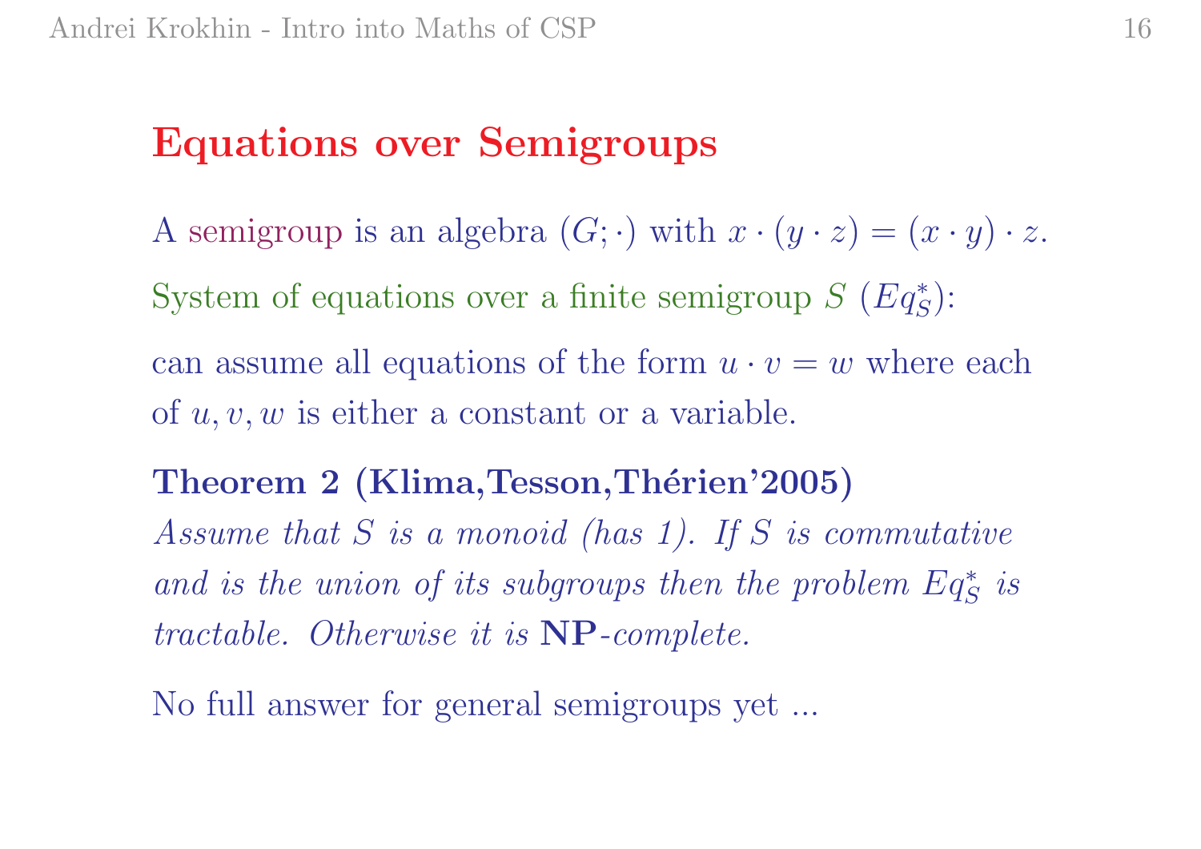# Equations over Semigroups

A semigroup is an algebra $(G; \cdot)$ with $x \cdot (y \cdot z) = (x \cdot y) \cdot z$.

System of equations over a finite semigroup $S$ ($Eq^*_S$):

can assume all equations of the form $u \cdot v = w$ where each of $u, v, w$ is either a constant or a variable.

**Theorem 2 (Klima,Tesson,Thérien'2005)**
*Assume that $S$ is a monoid (has 1). If $S$ is commutative and is the union of its subgroups then the problem $Eq^*_S$ is tractable. Otherwise it is* **NP***-complete.*

No full answer for general semigroups yet ...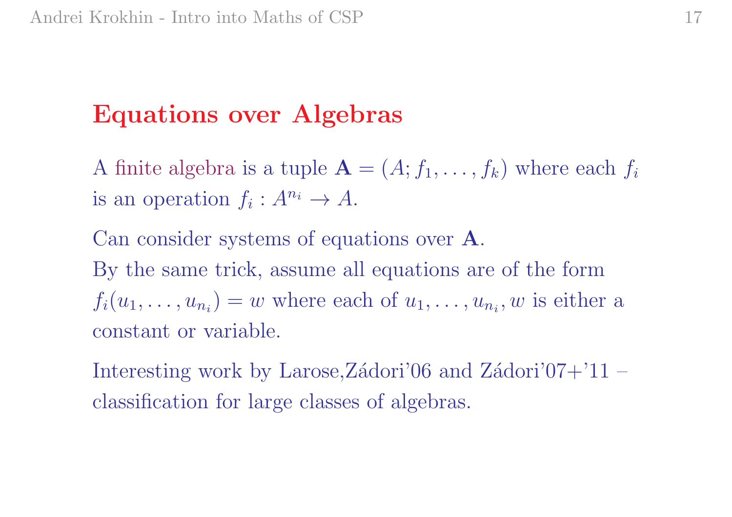# Equations over Algebras

A finite algebra is a tuple $\mathbf{A} = (A; f_1, \ldots, f_k)$ where each $f_i$ is an operation $f_i : A^{n_i} \to A$.

Can consider systems of equations over $\mathbf{A}$.
By the same trick, assume all equations are of the form $f_i(u_1, \ldots, u_{n_i}) = w$ where each of $u_1, \ldots, u_{n_i}, w$ is either a constant or variable.

Interesting work by Larose,Zádori'06 and Zádori'07+'11 – classification for large classes of algebras.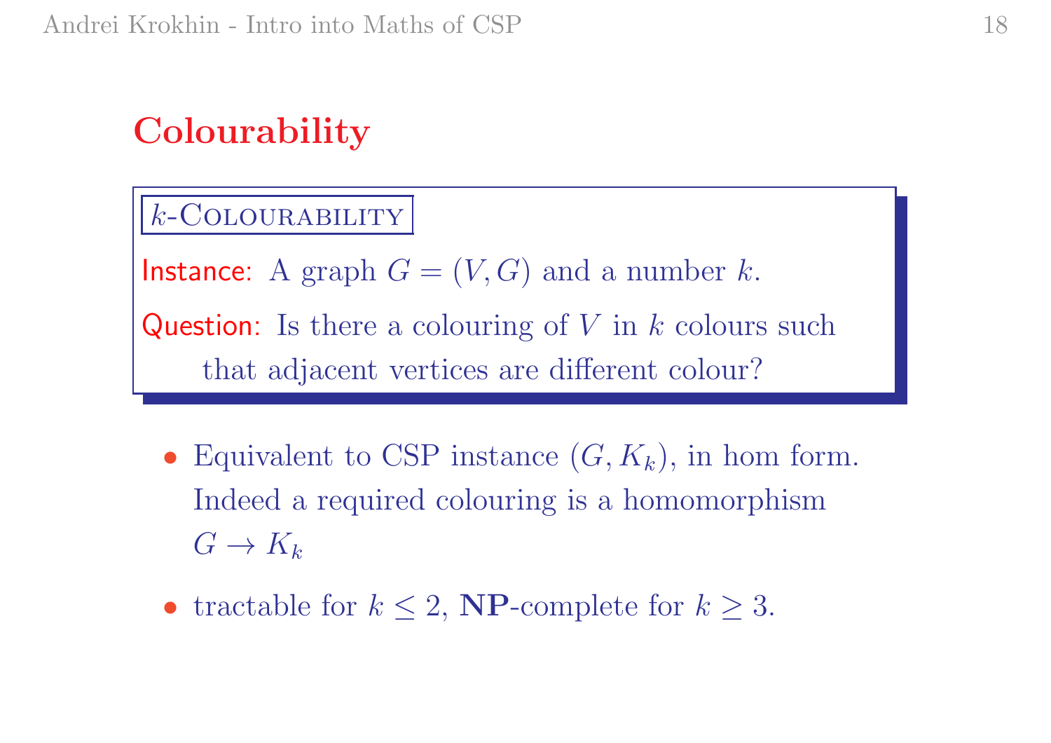## Colourability

**$k$-COLOURABILITY**

**Instance:** A graph $G = (V, G)$ and a number $k$.

**Question:** Is there a colouring of $V$ in $k$ colours such that adjacent vertices are different colour?

- Equivalent to CSP instance $(G, K_k)$, in hom form. Indeed a required colouring is a homomorphism $G \to K_k$
- tractable for $k \leq 2$, **NP**-complete for $k \geq 3$.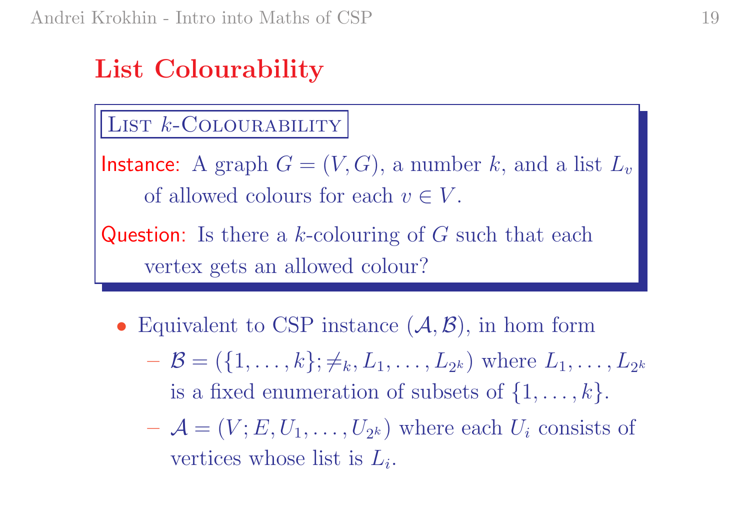# List Colourability

**List $k$-Colouring**

**Instance:** A graph $G = (V, G)$, a number $k$, and a list $L_v$ of allowed colours for each $v \in V$.

**Question:** Is there a $k$-colouring of $G$ such that each vertex gets an allowed colour?

- Equivalent to CSP instance $(\mathcal{A}, \mathcal{B})$, in hom form
  - $\mathcal{B} = (\{1, \ldots, k\}; \neq_k, L_1, \ldots, L_{2^k})$ where $L_1, \ldots, L_{2^k}$ is a fixed enumeration of subsets of $\{1, \ldots, k\}$.
  - $\mathcal{A} = (V; E, U_1, \ldots, U_{2^k})$ where each $U_i$ consists of vertices whose list is $L_i$.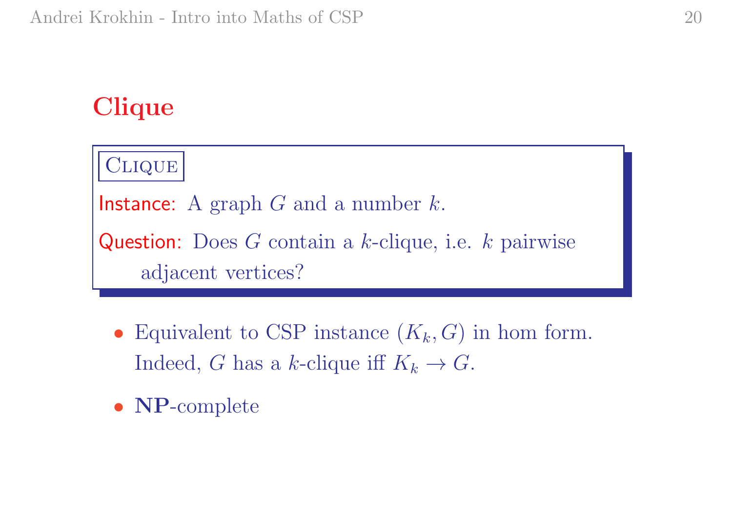## Clique

**CLIQUE**

Instance: A graph $G$ and a number $k$.

Question: Does $G$ contain a $k$-clique, i.e. $k$ pairwise adjacent vertices?

- Equivalent to CSP instance $(K_k, G)$ in hom form. Indeed, $G$ has a $k$-clique iff $K_k \to G$.
- **NP**-complete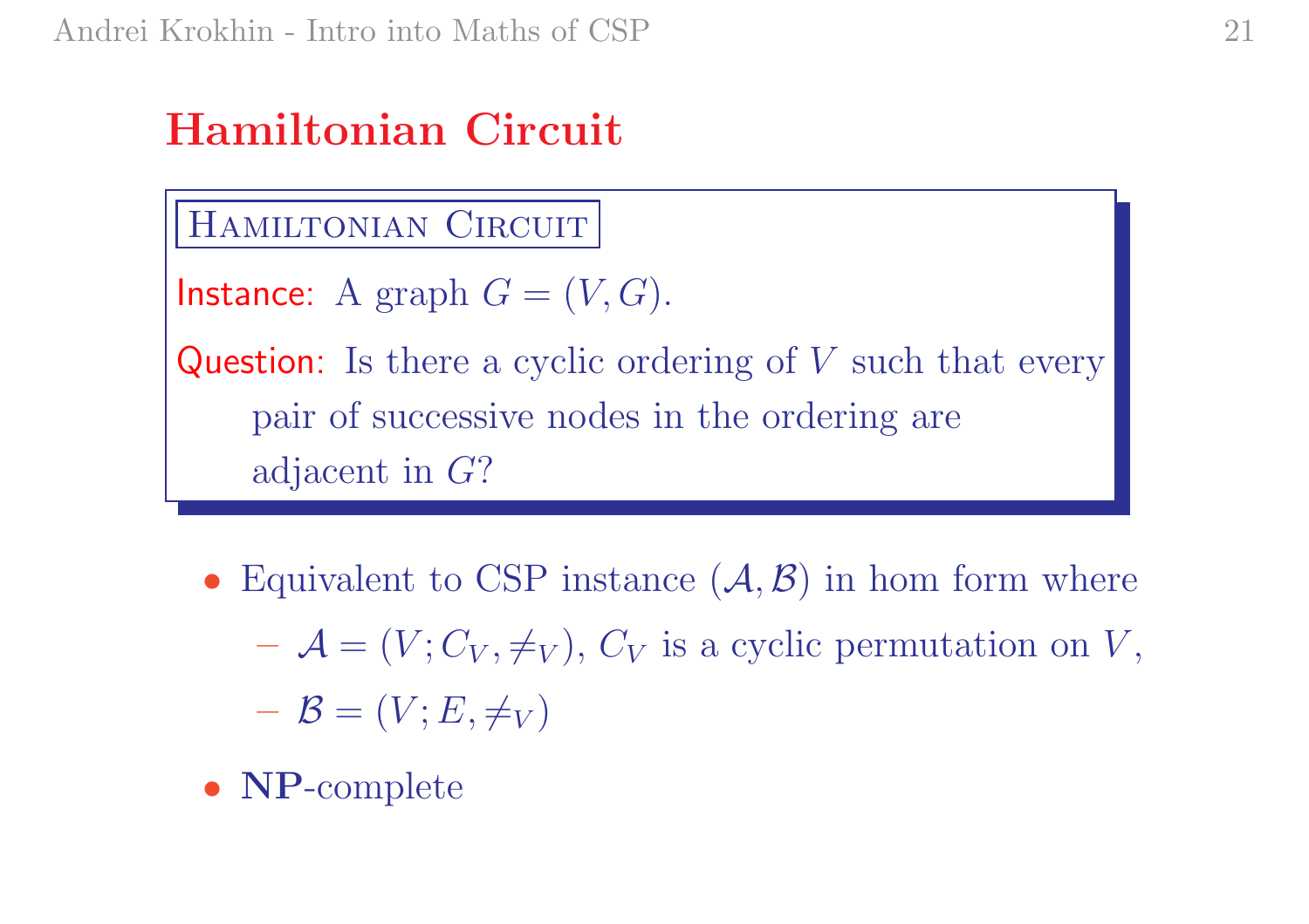# Hamiltonian Circuit

**HAMILTONIAN CIRCUIT**

Instance: A graph $G = (V, G)$.

Question: Is there a cyclic ordering of $V$ such that every pair of successive nodes in the ordering are adjacent in $G$?

- Equivalent to CSP instance $(\mathcal{A}, \mathcal{B})$ in hom form where
  - $\mathcal{A} = (V; C_V, \neq_V)$, $C_V$ is a cyclic permutation on $V$,
  - $\mathcal{B} = (V; E, \neq_V)$
- **NP**-complete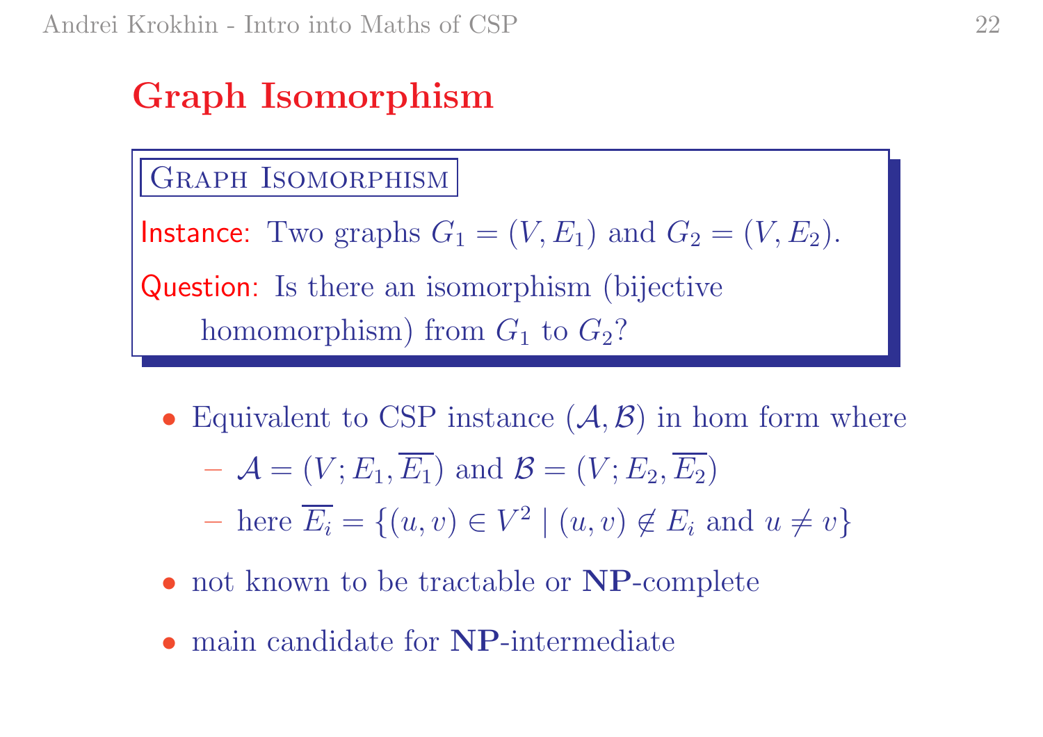# Graph Isomorphism

**Graph Isomorphism**

**Instance:** Two graphs $G_1 = (V, E_1)$ and $G_2 = (V, E_2)$.

**Question:** Is there an isomorphism (bijective homomorphism) from $G_1$ to $G_2$?

- Equivalent to CSP instance $(\mathcal{A}, \mathcal{B})$ in hom form where
  - $\mathcal{A} = (V; E_1, \overline{E_1})$ and $\mathcal{B} = (V; E_2, \overline{E_2})$
  - here $\overline{E_i} = \{(u, v) \in V^2 \mid (u, v) \notin E_i \text{ and } u \neq v\}$
- not known to be tractable or **NP**-complete
- main candidate for **NP**-intermediate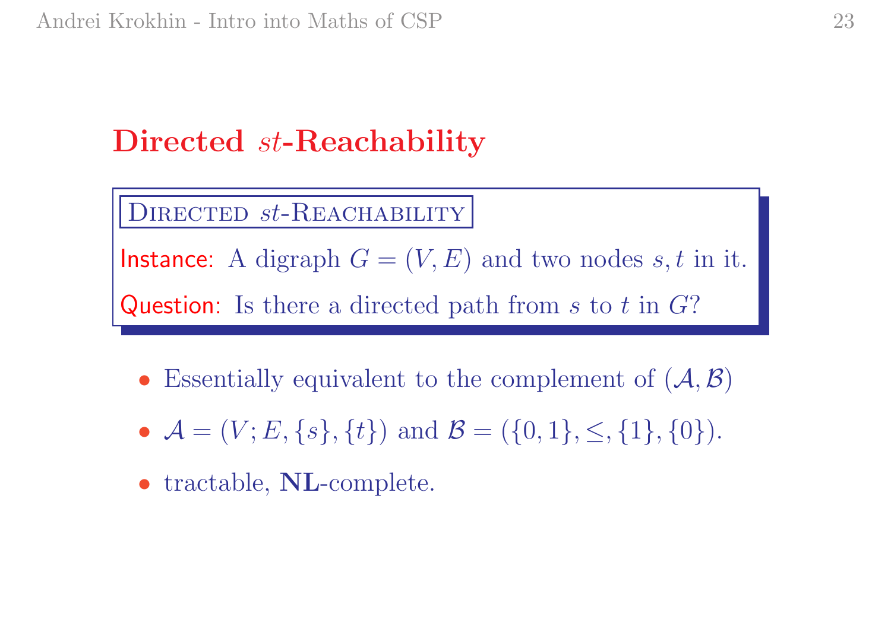# Directed $st$-Reachability

> **Directed $st$-Reachability**
>
> **Instance:** A digraph $G = (V, E)$ and two nodes $s, t$ in it.
>
> **Question:** Is there a directed path from $s$ to $t$ in $G$?

- Essentially equivalent to the complement of $(\mathcal{A}, \mathcal{B})$
- $\mathcal{A} = (V; E, \{s\}, \{t\})$ and $\mathcal{B} = (\{0, 1\}, \leq, \{1\}, \{0\})$.
- tractable, **NL**-complete.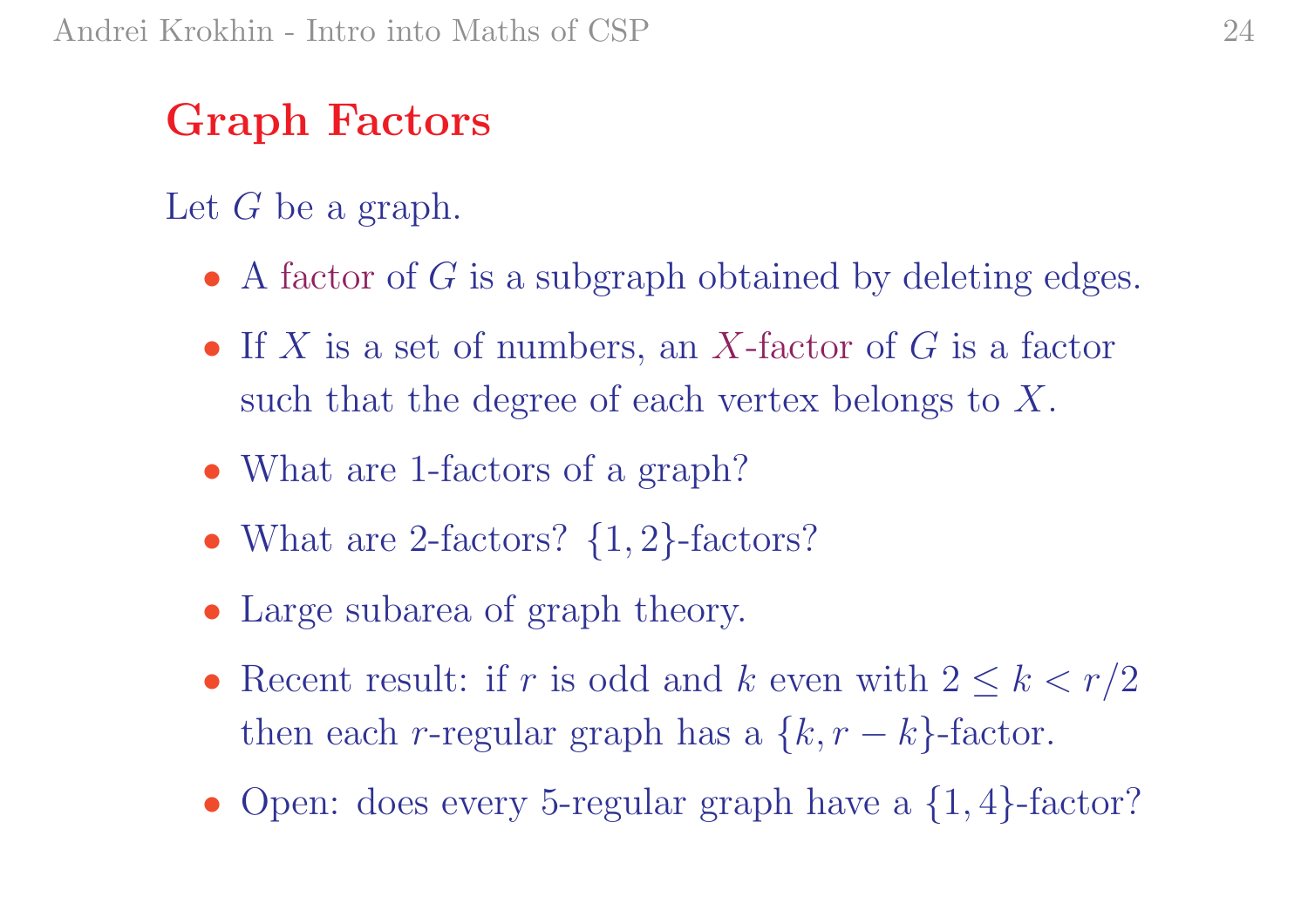## Graph Factors

Let $G$ be a graph.

- A factor of $G$ is a subgraph obtained by deleting edges.
- If $X$ is a set of numbers, an $X$-factor of $G$ is a factor such that the degree of each vertex belongs to $X$.
- What are 1-factors of a graph?
- What are 2-factors? $\{1, 2\}$-factors?
- Large subarea of graph theory.
- Recent result: if $r$ is odd and $k$ even with $2 \leq k < r/2$ then each $r$-regular graph has a $\{k, r - k\}$-factor.
- Open: does every 5-regular graph have a $\{1, 4\}$-factor?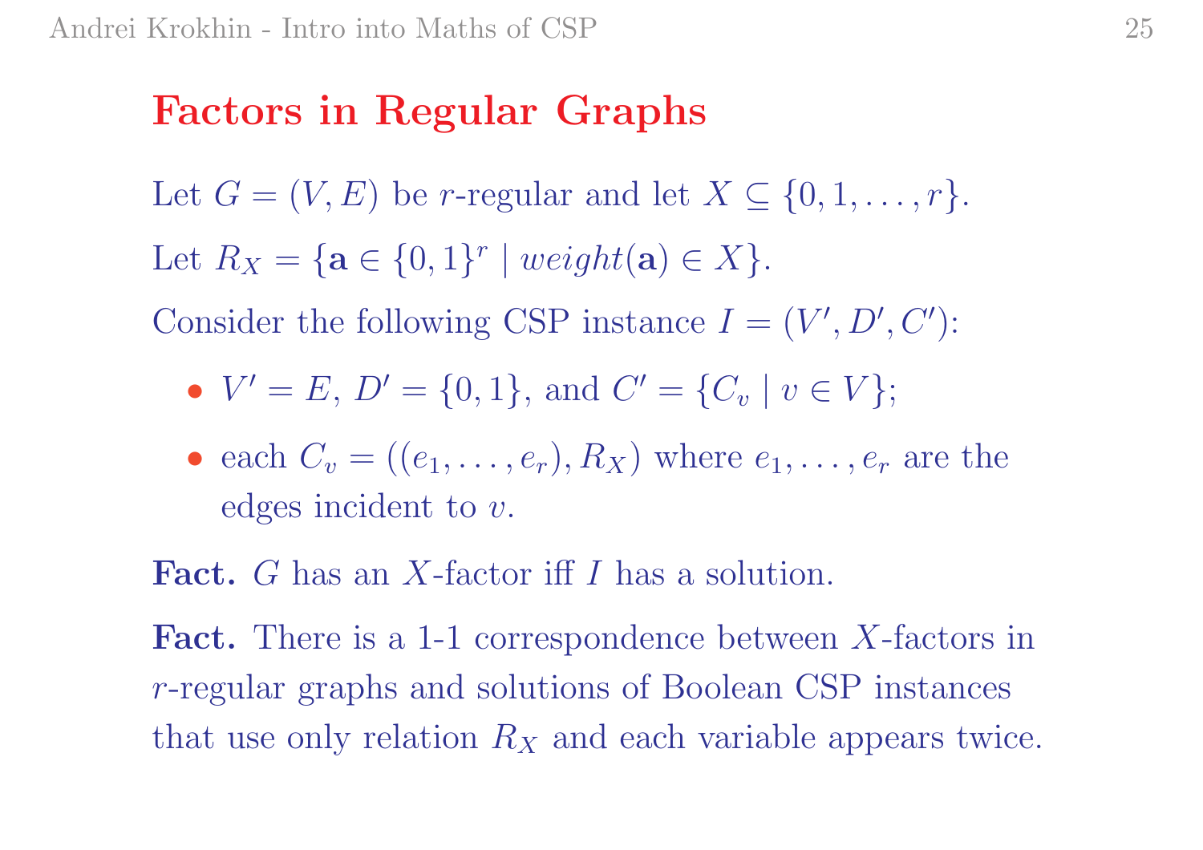## Factors in Regular Graphs

Let $G = (V, E)$ be $r$-regular and let $X \subseteq \{0, 1, \ldots, r\}$.

Let $R_X = \{\mathbf{a} \in \{0,1\}^r \mid weight(\mathbf{a}) \in X\}$.

Consider the following CSP instance $I = (V', D', C')$:

- $V' = E$, $D' = \{0, 1\}$, and $C' = \{C_v \mid v \in V\}$;
- each $C_v = ((e_1, \ldots, e_r), R_X)$ where $e_1, \ldots, e_r$ are the edges incident to $v$.

**Fact.** $G$ has an $X$-factor iff $I$ has a solution.

**Fact.** There is a 1-1 correspondence between $X$-factors in $r$-regular graphs and solutions of Boolean CSP instances that use only relation $R_X$ and each variable appears twice.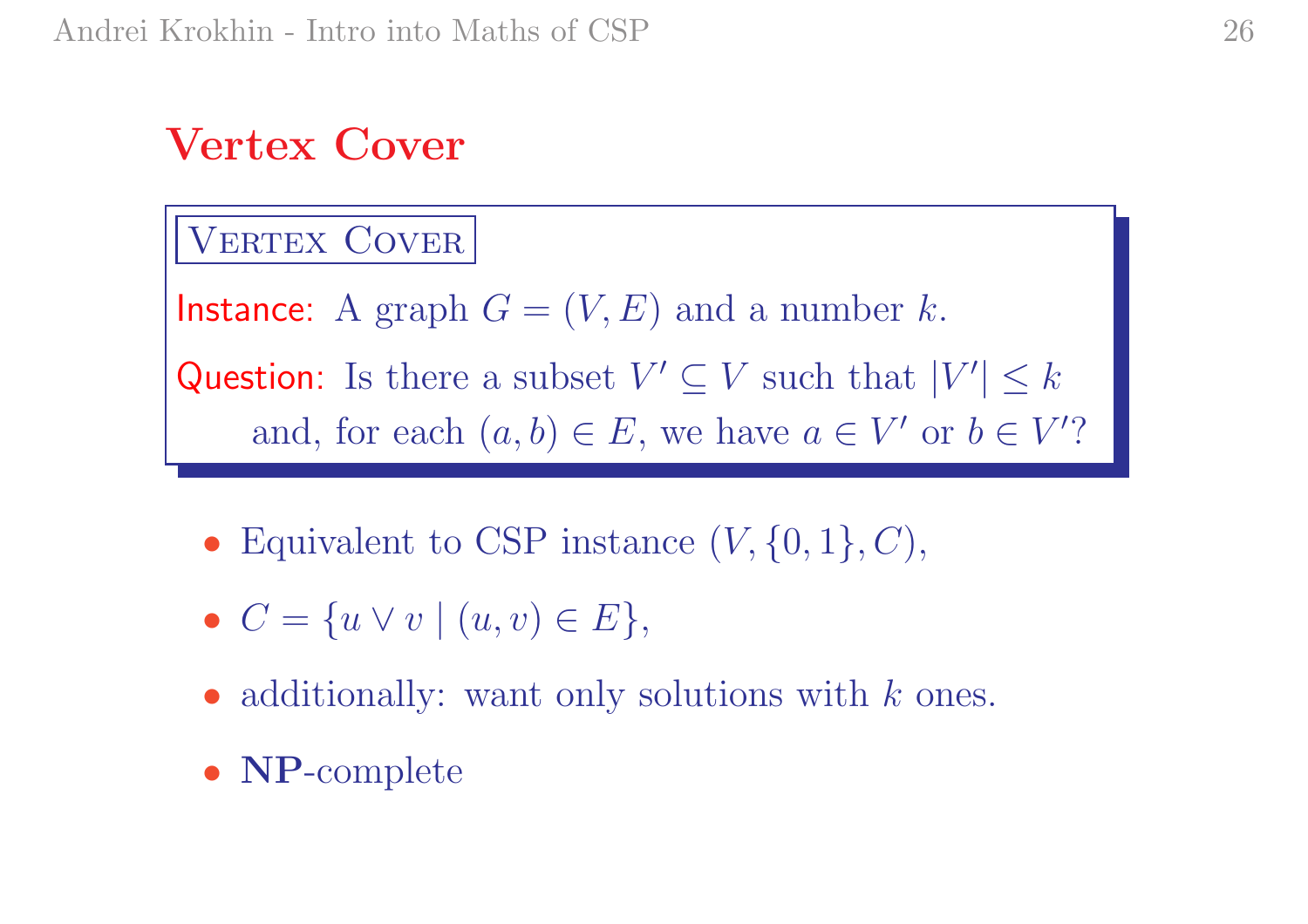## Vertex Cover

**Vertex Cover**

Instance: A graph $G = (V, E)$ and a number $k$.

Question: Is there a subset $V' \subseteq V$ such that $|V'| \leq k$ and, for each $(a, b) \in E$, we have $a \in V'$ or $b \in V'$?

- Equivalent to CSP instance $(V, \{0, 1\}, C)$,
- $C = \{u \vee v \mid (u, v) \in E\}$,
- additionally: want only solutions with $k$ ones.
- **NP**-complete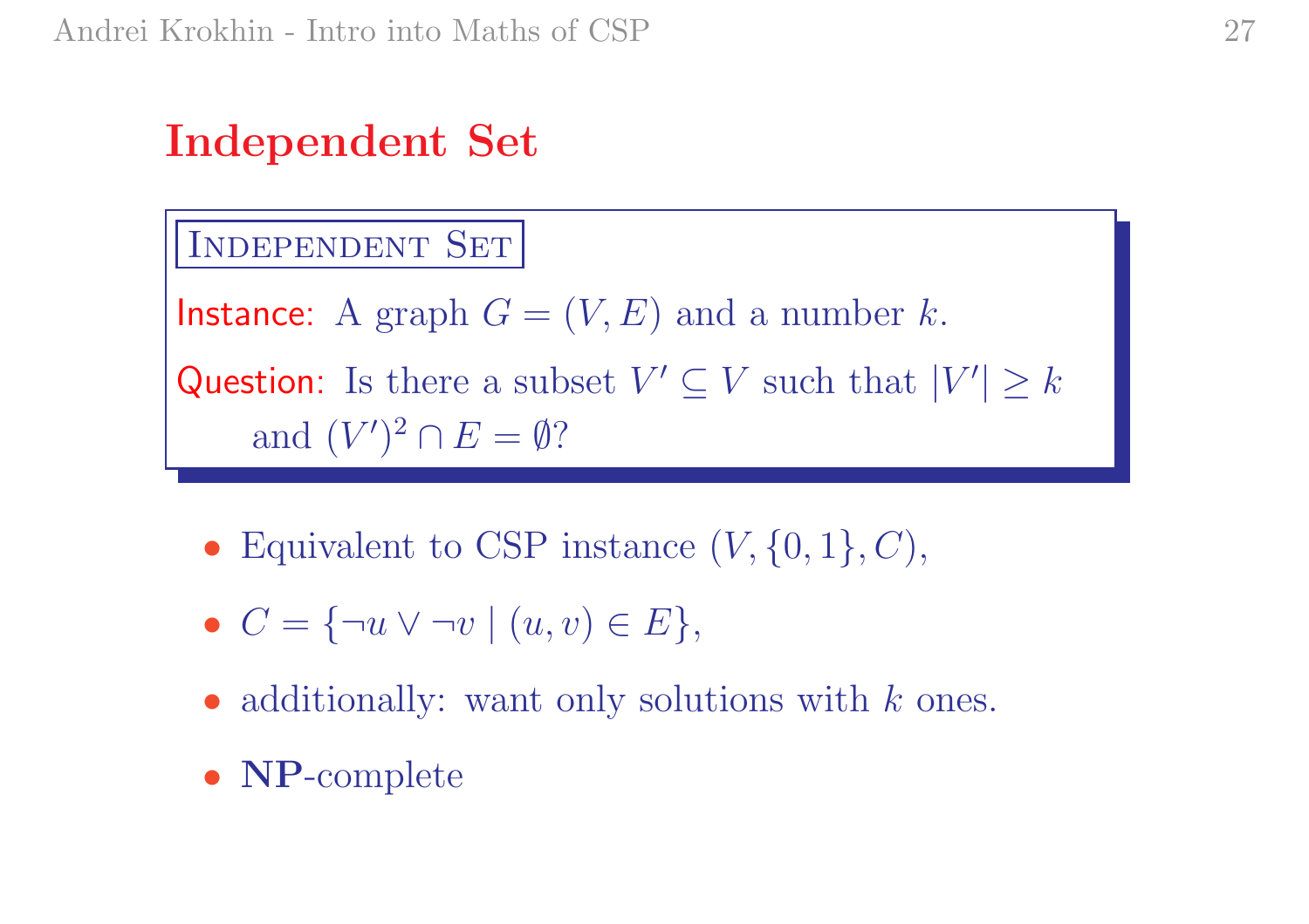# Independent Set

**INDEPENDENT SET**

Instance: A graph $G = (V, E)$ and a number $k$.

Question: Is there a subset $V' \subseteq V$ such that $|V'| \geq k$ and $(V')^2 \cap E = \emptyset$?

- Equivalent to CSP instance $(V, \{0, 1\}, C)$,
- $C = \{\neg u \vee \neg v \mid (u, v) \in E\}$,
- additionally: want only solutions with $k$ ones.
- **NP**-complete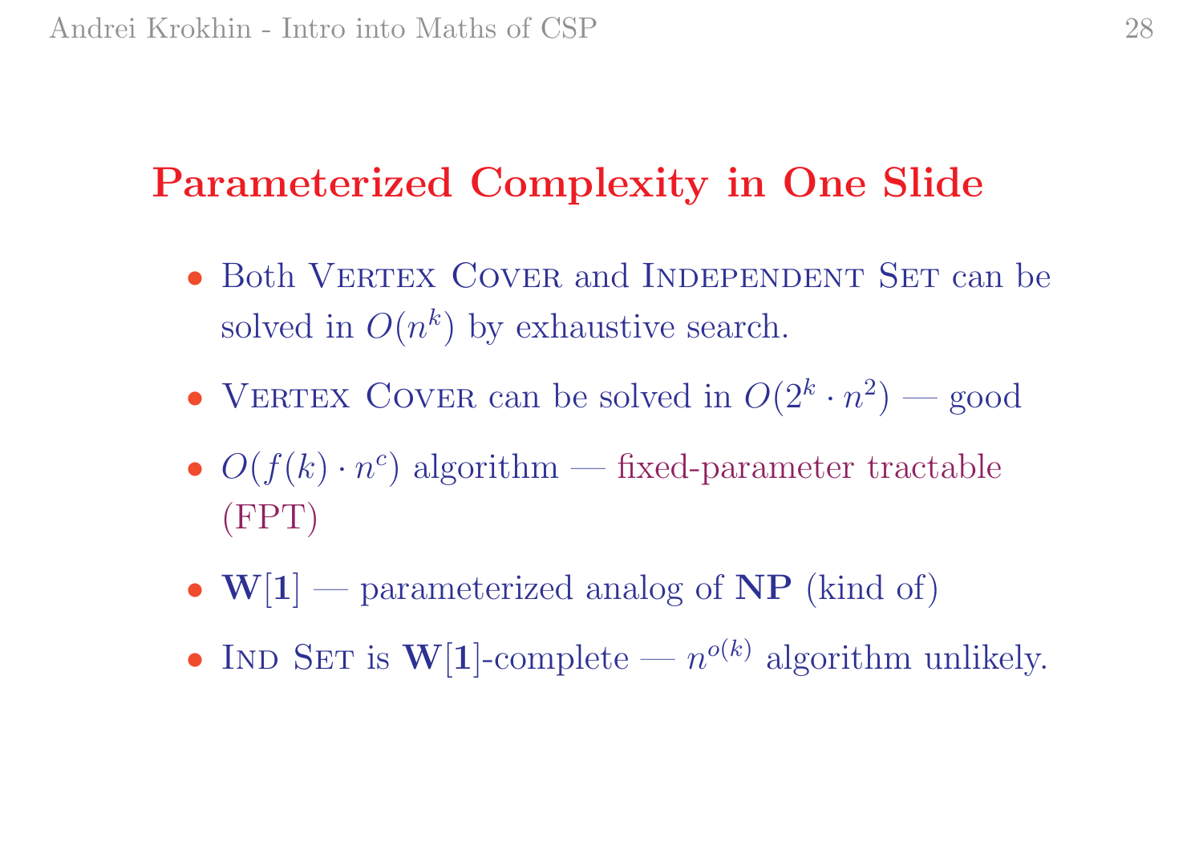# Parameterized Complexity in One Slide

- Both Vertex Cover and Independent Set can be solved in $O(n^k)$ by exhaustive search.
- Vertex Cover can be solved in $O(2^k \cdot n^2)$ — good
- $O(f(k) \cdot n^c)$ algorithm — fixed-parameter tractable (FPT)
- $\mathbf{W[1]}$ — parameterized analog of $\mathbf{NP}$ (kind of)
- Ind Set is $\mathbf{W[1]}$-complete — $n^{o(k)}$ algorithm unlikely.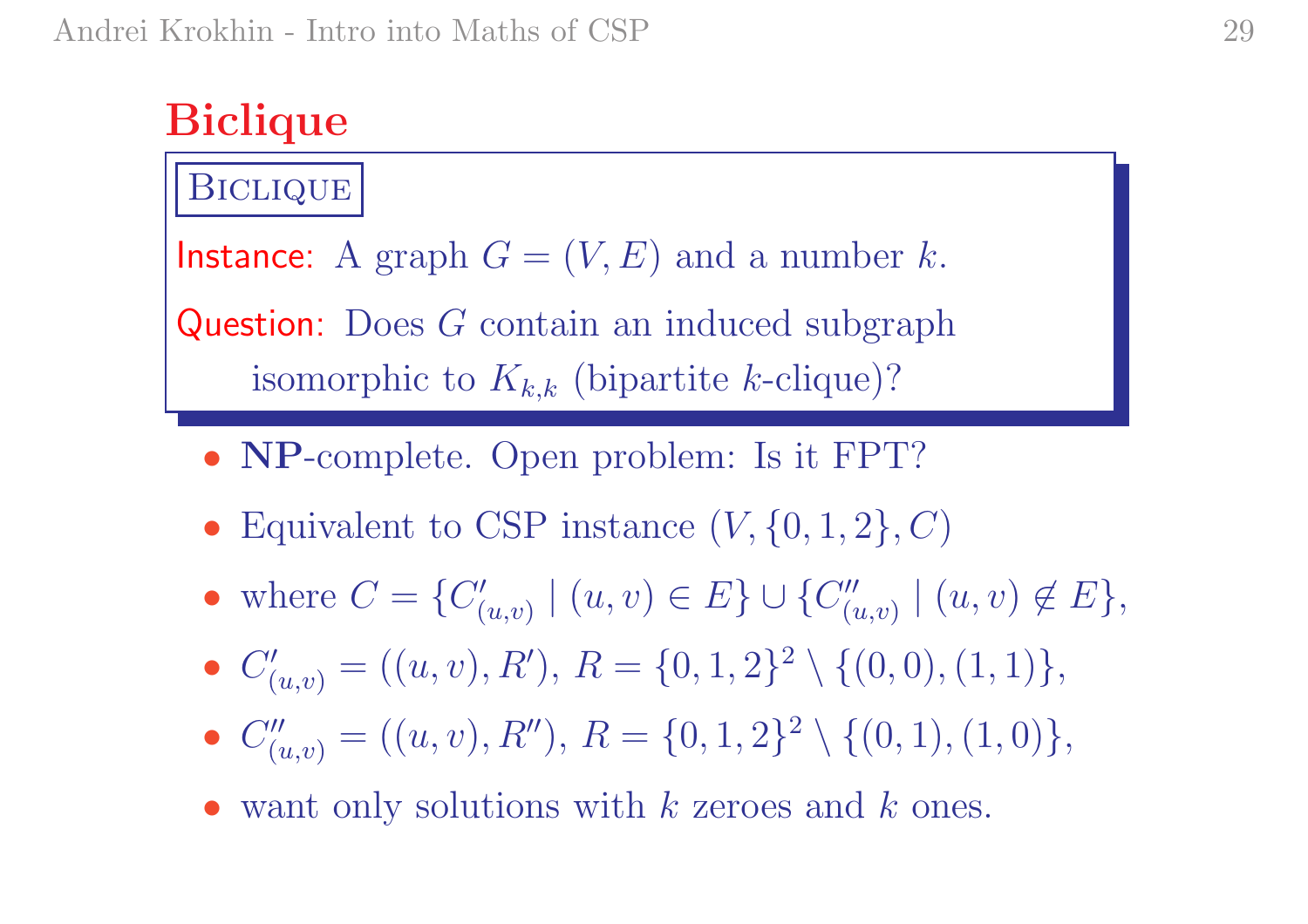# Biclique

**BICLIQUE**

Instance: A graph $G = (V, E)$ and a number $k$.

Question: Does $G$ contain an induced subgraph isomorphic to $K_{k,k}$ (bipartite $k$-clique)?

- **NP**-complete. Open problem: Is it FPT?
- Equivalent to CSP instance $(V, \{0, 1, 2\}, C)$
- where $C = \{C'_{(u,v)} \mid (u, v) \in E\} \cup \{C''_{(u,v)} \mid (u, v) \notin E\}$,
- $C'_{(u,v)} = ((u, v), R')$, $R = \{0, 1, 2\}^2 \setminus \{(0, 0), (1, 1)\}$,
- $C''_{(u,v)} = ((u, v), R'')$, $R = \{0, 1, 2\}^2 \setminus \{(0, 1), (1, 0)\}$,
- want only solutions with $k$ zeroes and $k$ ones.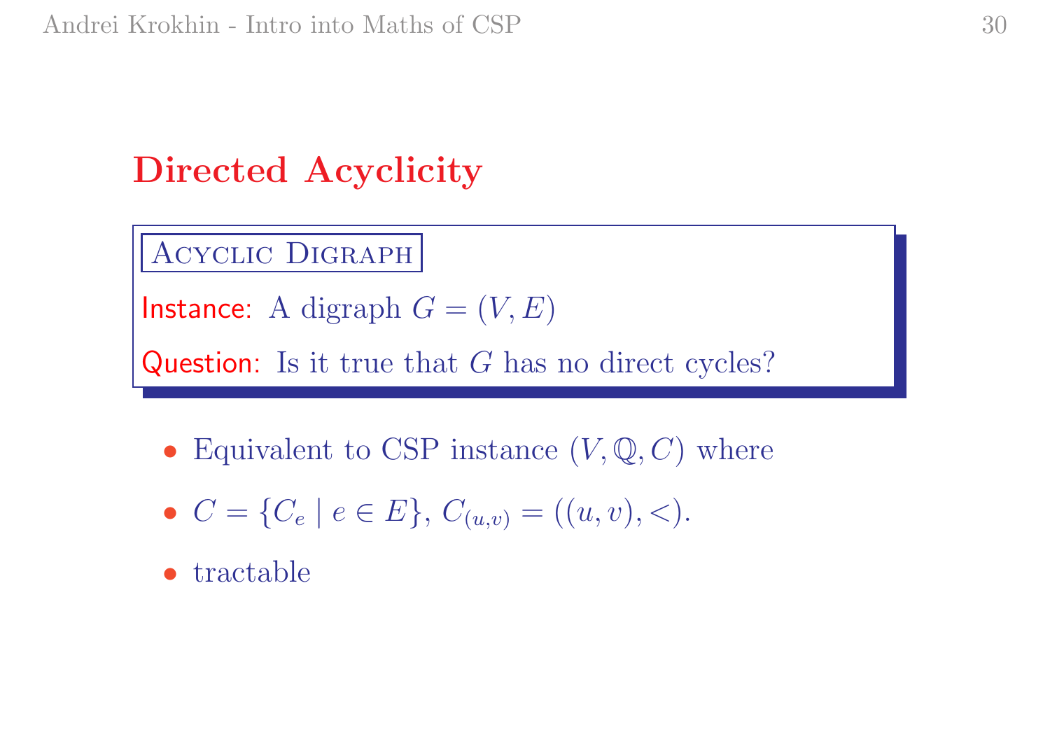## Directed Acyclicity

> **ACYCLIC DIGRAPH**
>
> **Instance:** A digraph $G = (V, E)$
>
> **Question:** Is it true that $G$ has no direct cycles?

- Equivalent to CSP instance $(V, \mathbb{Q}, C)$ where
- $C = \{C_e \mid e \in E\}$, $C_{(u,v)} = ((u, v), <)$.
- tractable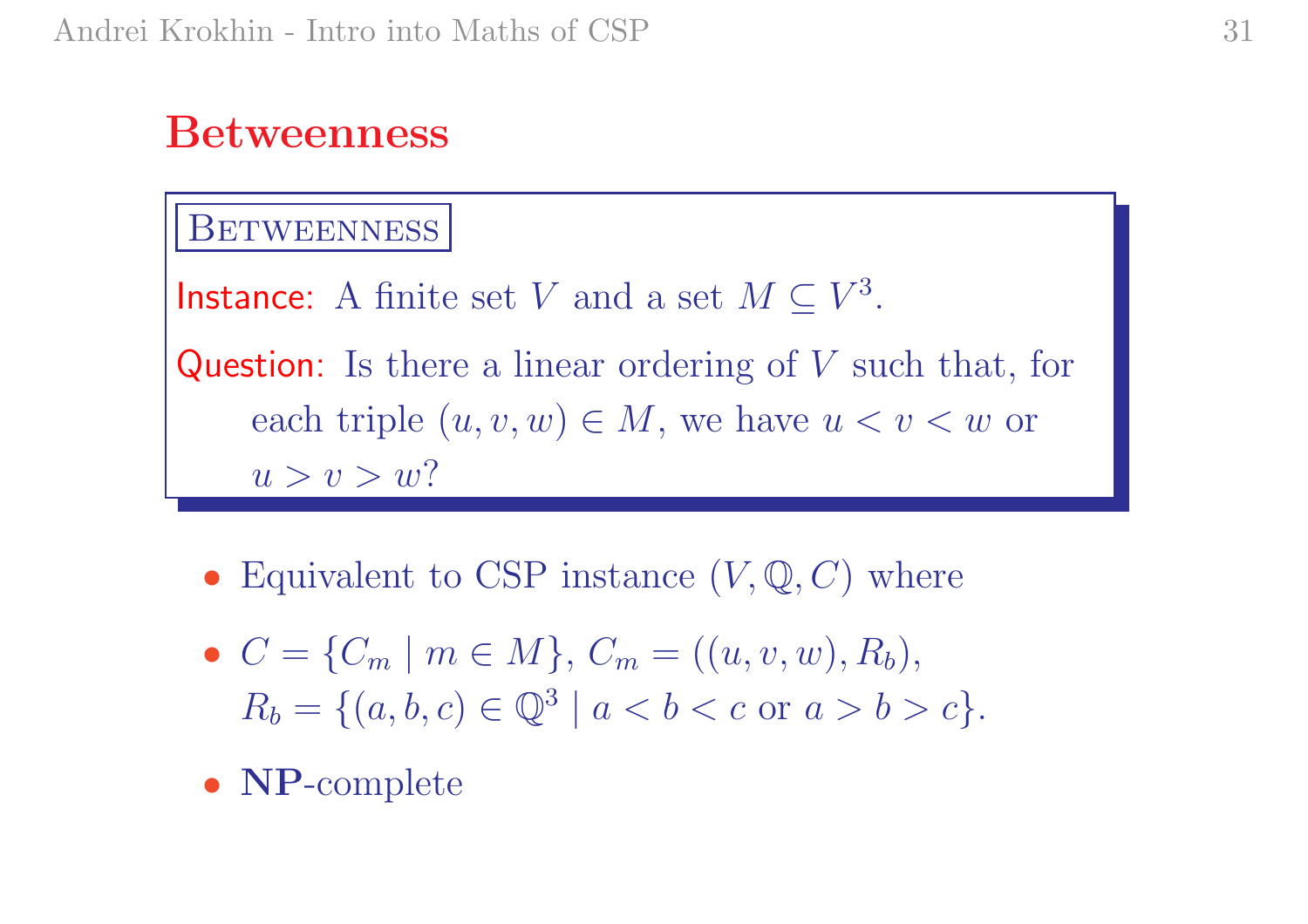# Betweenness

**BETWEENNESS**

**Instance:** A finite set $V$ and a set $M \subseteq V^3$.

**Question:** Is there a linear ordering of $V$ such that, for each triple $(u, v, w) \in M$, we have $u < v < w$ or $u > v > w$?

- Equivalent to CSP instance $(V, \mathbb{Q}, C)$ where
- $C = \{C_m \mid m \in M\}$, $C_m = ((u, v, w), R_b)$, $R_b = \{(a, b, c) \in \mathbb{Q}^3 \mid a < b < c \text{ or } a > b > c\}$.
- **NP**-complete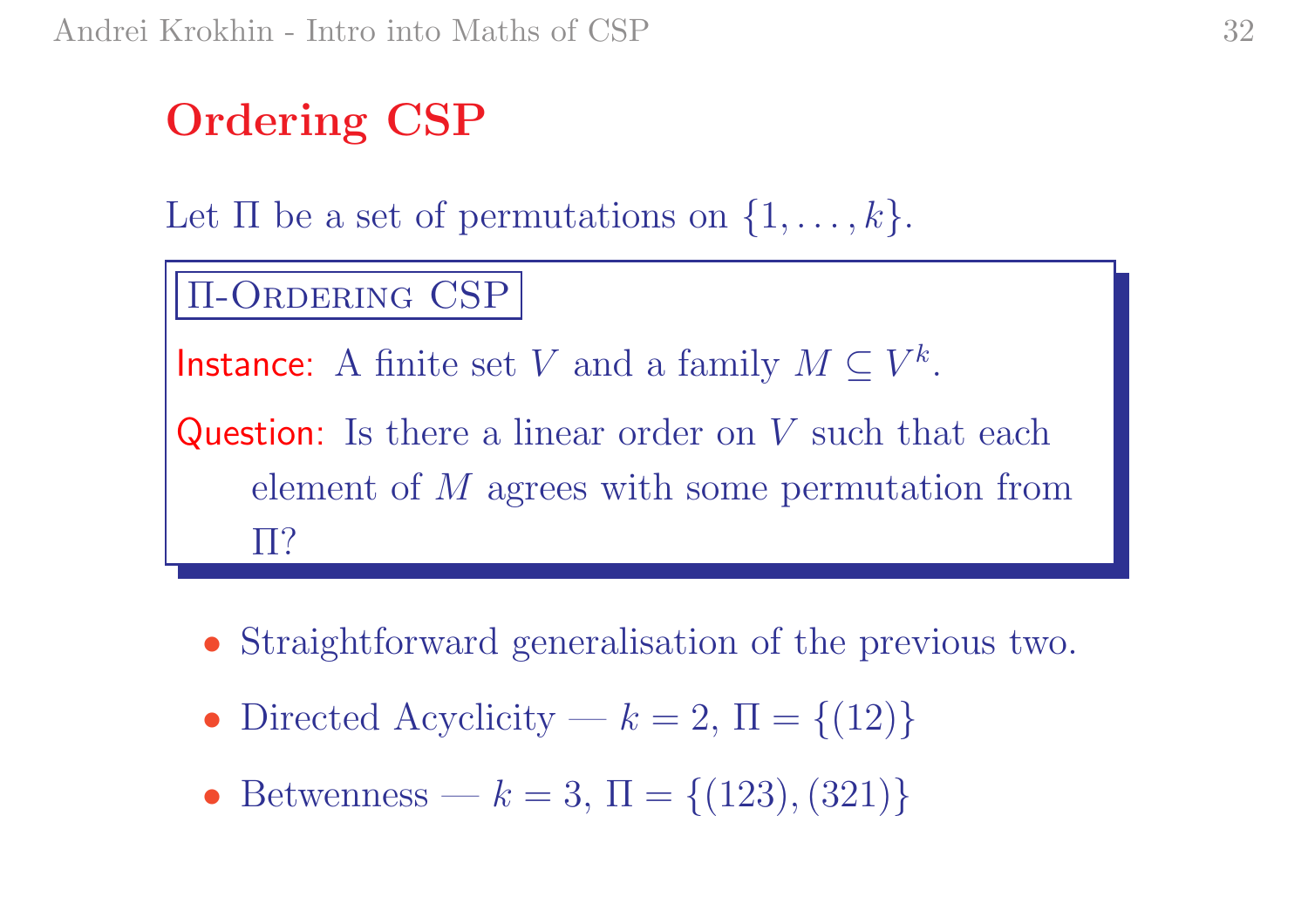# Ordering CSP

Let $\Pi$ be a set of permutations on $\{1, \ldots, k\}$.

**$\Pi$-Ordering CSP**

**Instance:** A finite set $V$ and a family $M \subseteq V^k$.

**Question:** Is there a linear order on $V$ such that each element of $M$ agrees with some permutation from $\Pi$?

- Straightforward generalisation of the previous two.
- Directed Acyclicity — $k = 2$, $\Pi = \{(12)\}$
- Betwenness — $k = 3$, $\Pi = \{(123), (321)\}$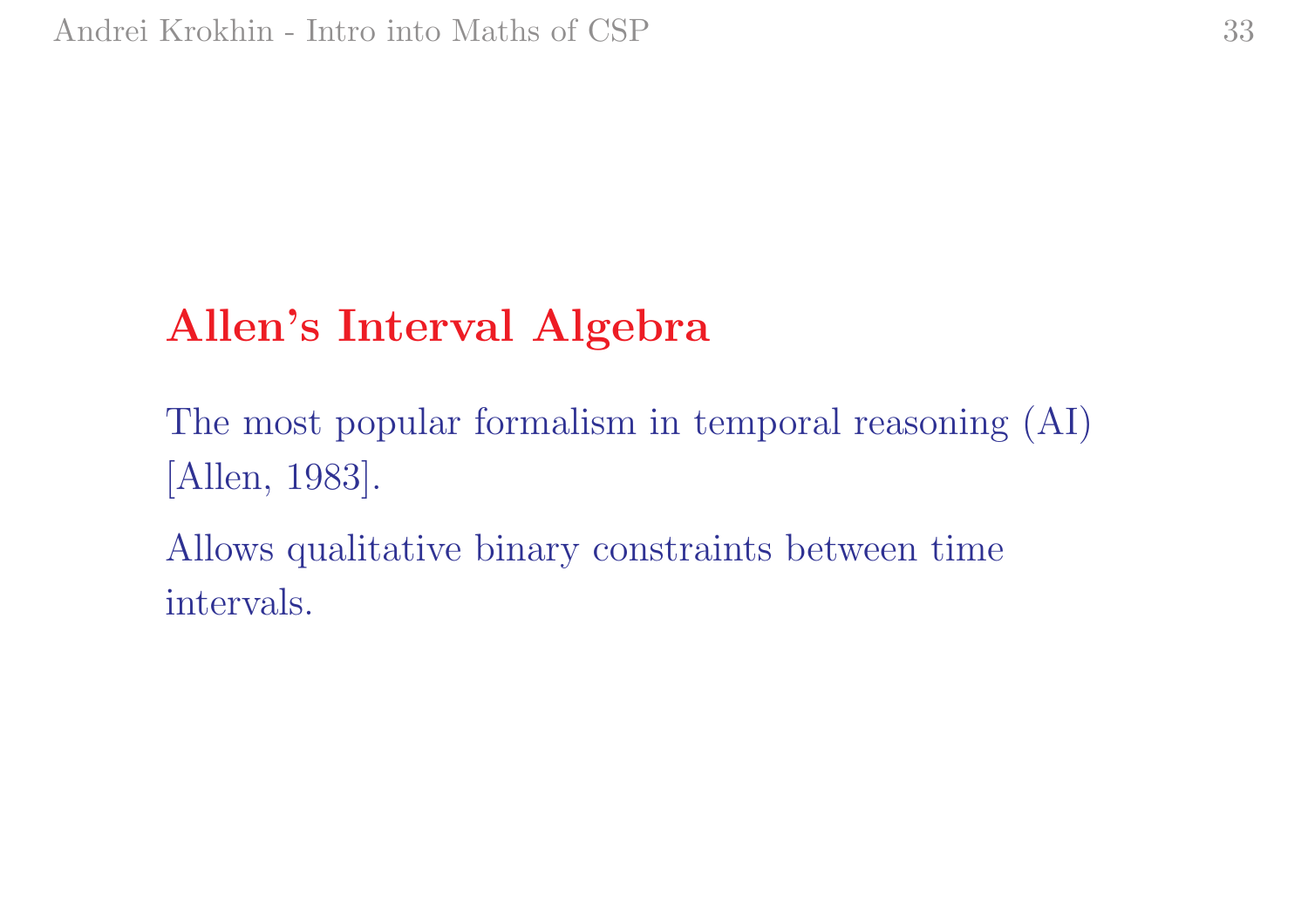## Allen's Interval Algebra

The most popular formalism in temporal reasoning (AI) [Allen, 1983].

Allows qualitative binary constraints between time intervals.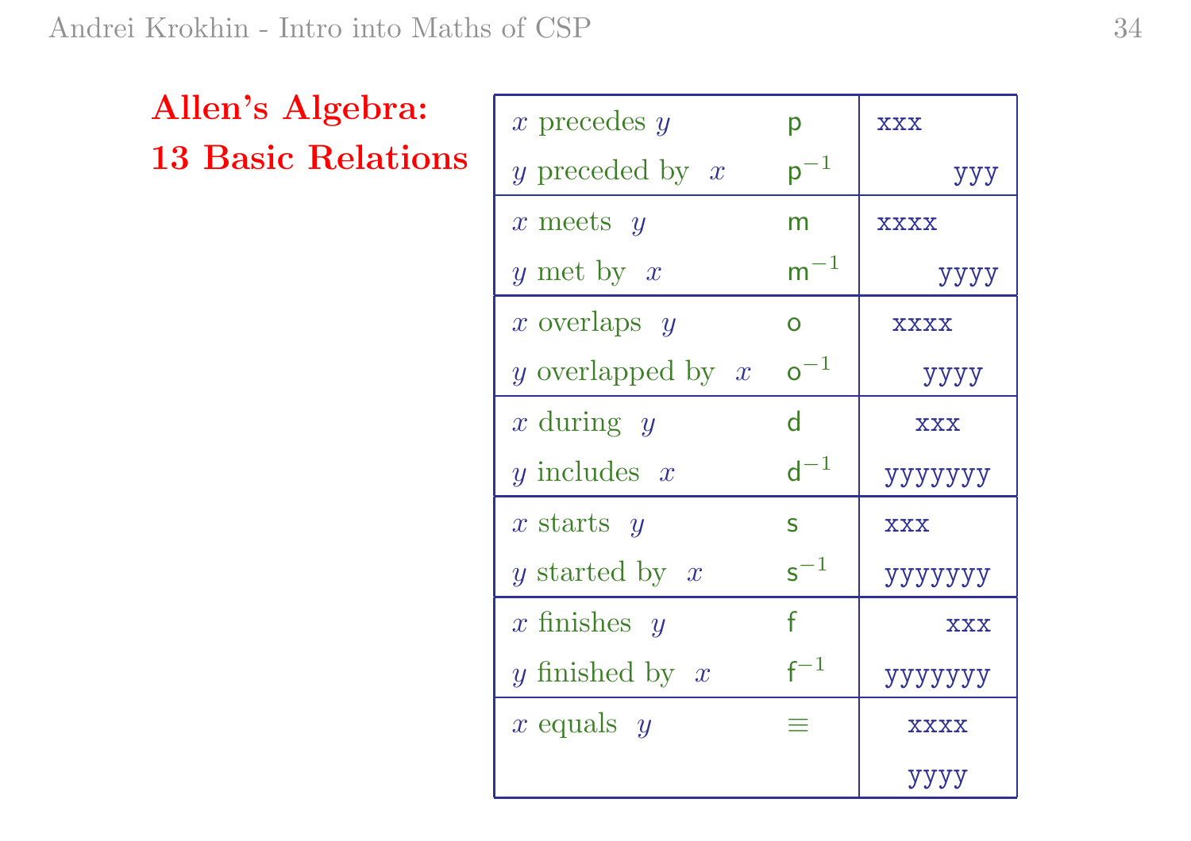## Allen's Algebra: 13 Basic Relations

| Relation | Symbol | Illustration |
|---|---|---|
| $x$ precedes $y$ | p | `xxx` |
| $y$ preceded by $x$ | $\mathsf{p}^{-1}$ | `        yyy` |
| $x$ meets $y$ | m | `xxxx` |
| $y$ met by $x$ | $\mathsf{m}^{-1}$ | `    yyyy` |
| $x$ overlaps $y$ | o | ` xxxx` |
| $y$ overlapped by $x$ | $\mathsf{o}^{-1}$ | `   yyyy` |
| $x$ during $y$ | d | `   xxx` |
| $y$ includes $x$ | $\mathsf{d}^{-1}$ | `yyyyyyy` |
| $x$ starts $y$ | s | `xxx` |
| $y$ started by $x$ | $\mathsf{s}^{-1}$ | `yyyyyyy` |
| $x$ finishes $y$ | f | `    xxx` |
| $y$ finished by $x$ | $\mathsf{f}^{-1}$ | `yyyyyyy` |
| $x$ equals $y$ | $\equiv$ | `xxxx` |
| | | `yyyy` |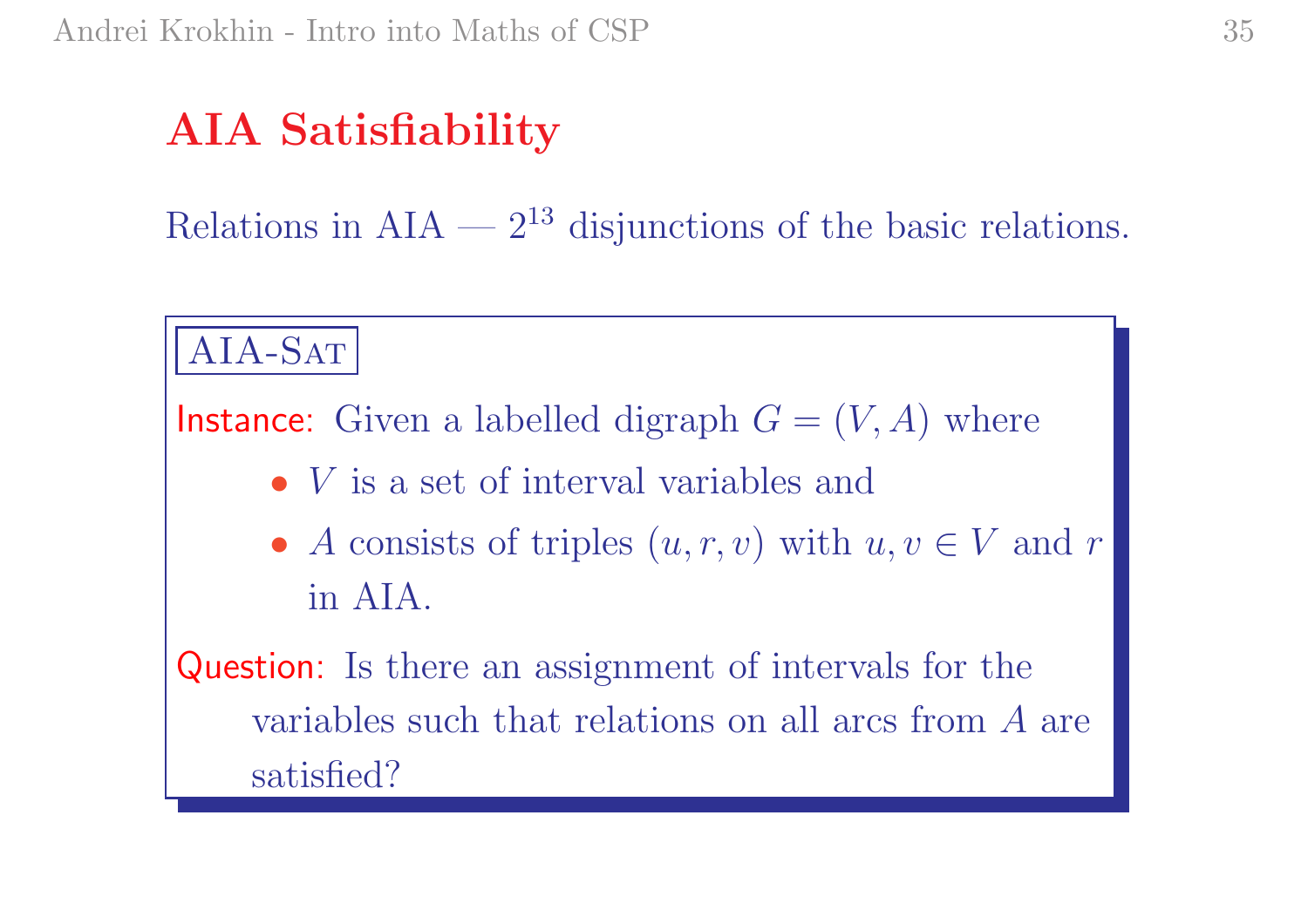## AIA Satisfiability

Relations in AIA — $2^{13}$ disjunctions of the basic relations.

AIA-SAT

**Instance:** Given a labelled digraph $G = (V, A)$ where

- $V$ is a set of interval variables and
- $A$ consists of triples $(u, r, v)$ with $u, v \in V$ and $r$ in AIA.

**Question:** Is there an assignment of intervals for the variables such that relations on all arcs from $A$ are satisfied?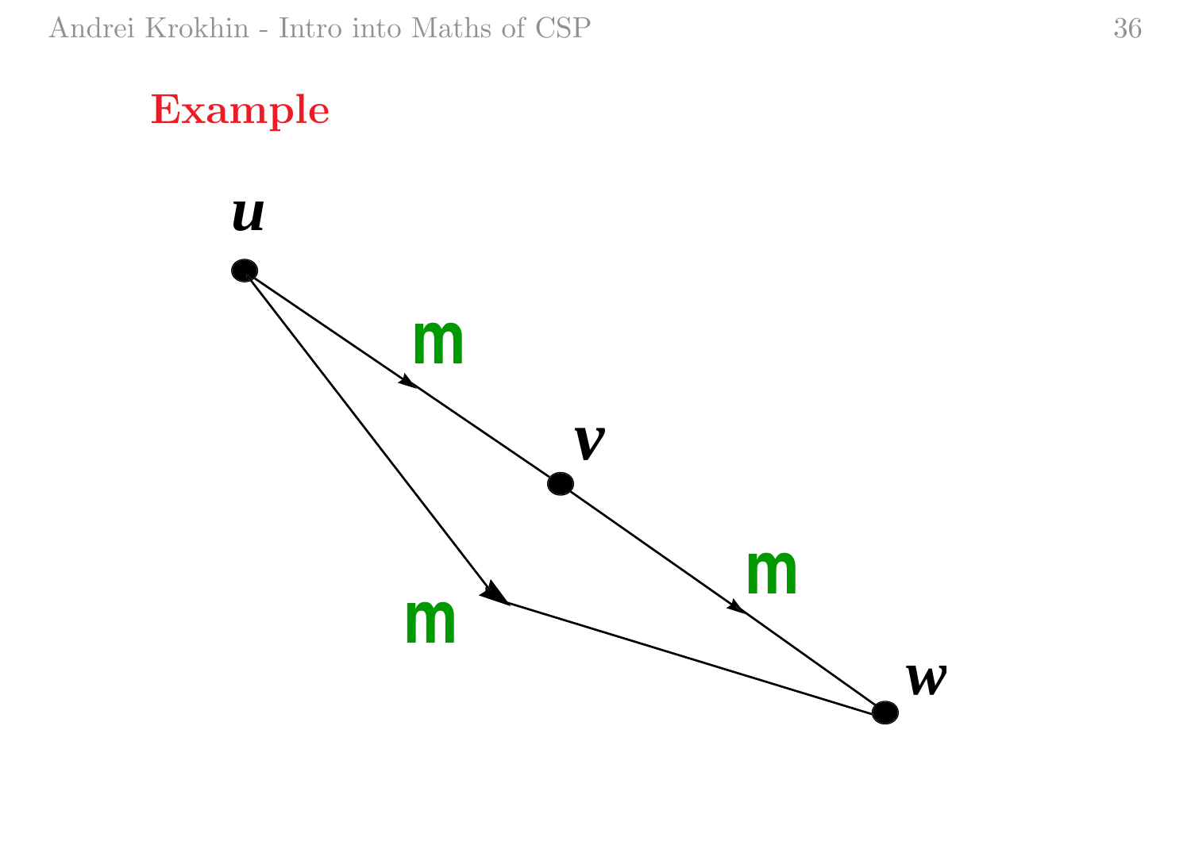## Example

$u$

**m**

$v$

**m**

**m**

$w$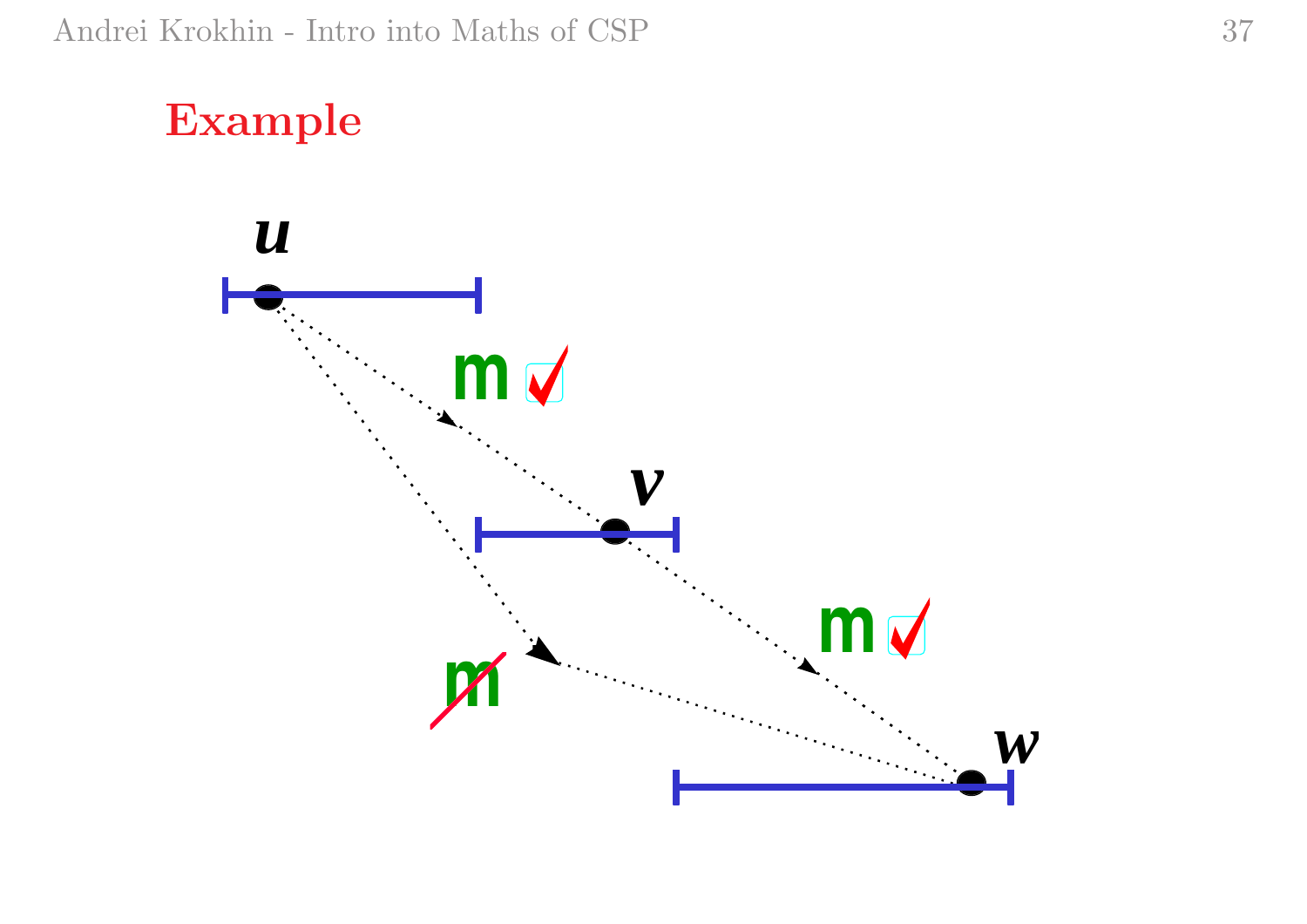## Example

$u$

$\mathbf{m}$ ✓

$v$

$\mathbf{m}$ ✓

~~$\mathbf{m}$~~

$w$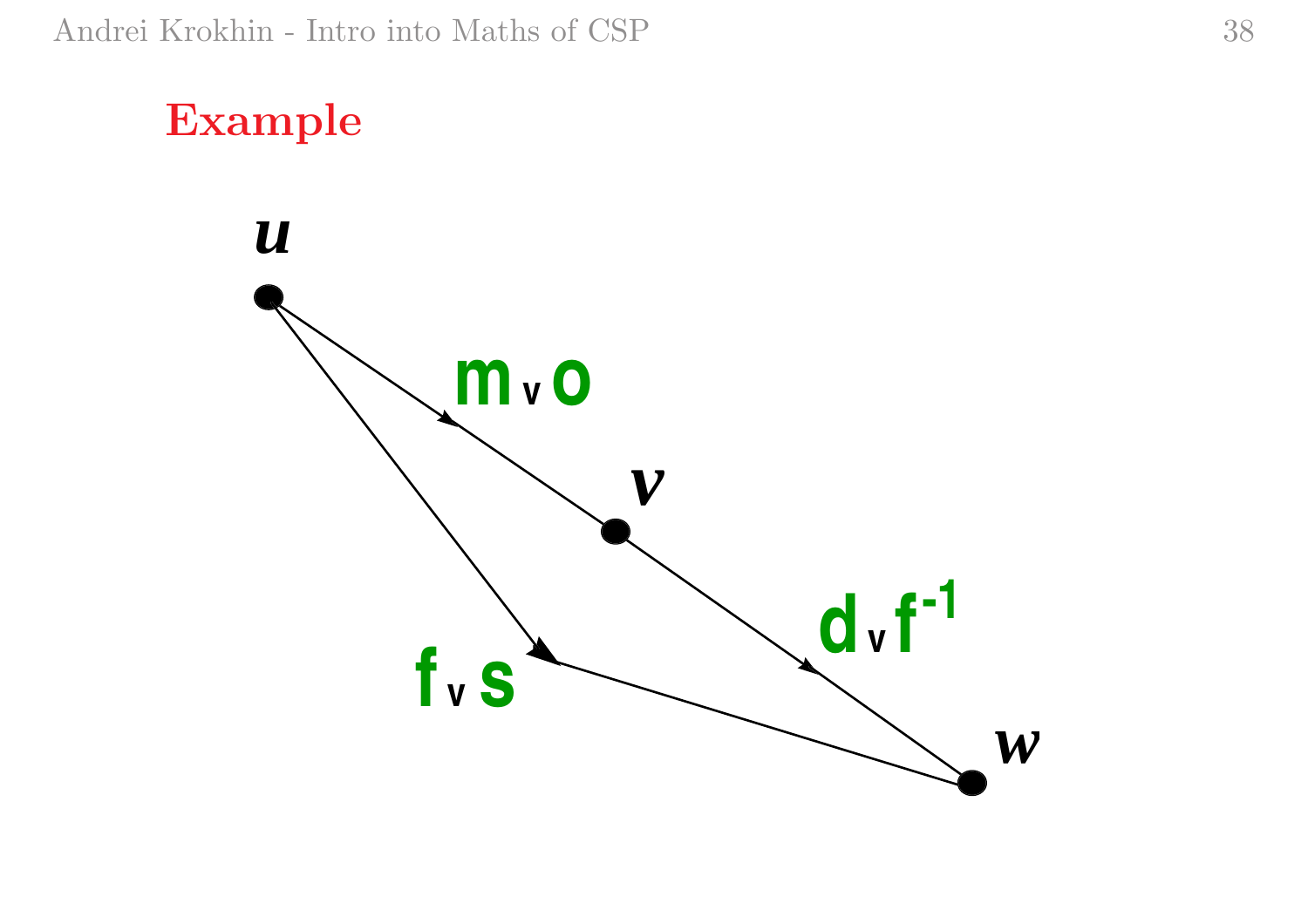# Example

$u$

$m \vee o$

$v$

$d \vee f^{-1}$

$f \vee s$

$w$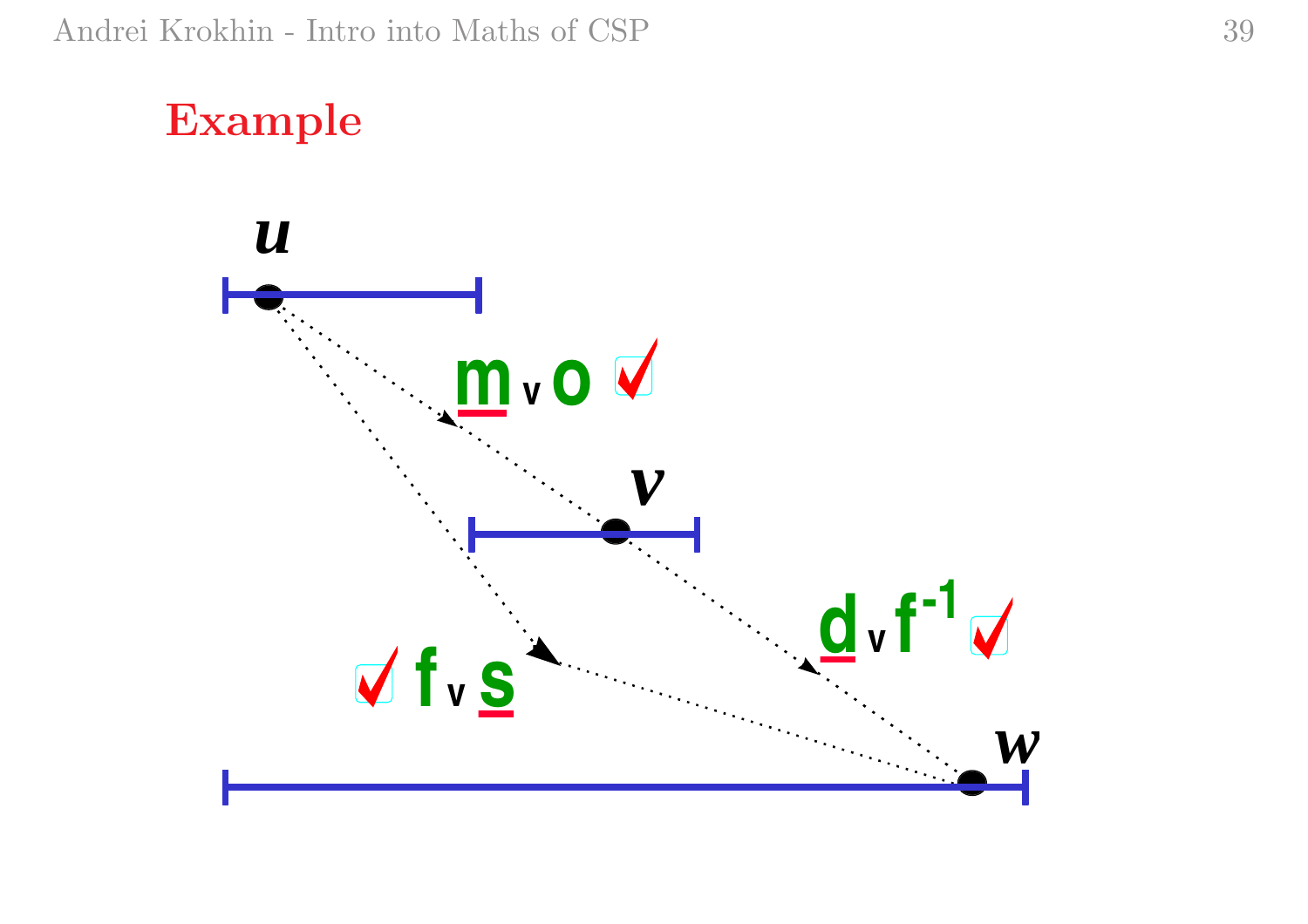# Example

$u$

$\underline{m} \vee o$ ✓

$v$

$\underline{d} \vee f^{-1}$ ✓

✓ $f \vee \underline{s}$

$w$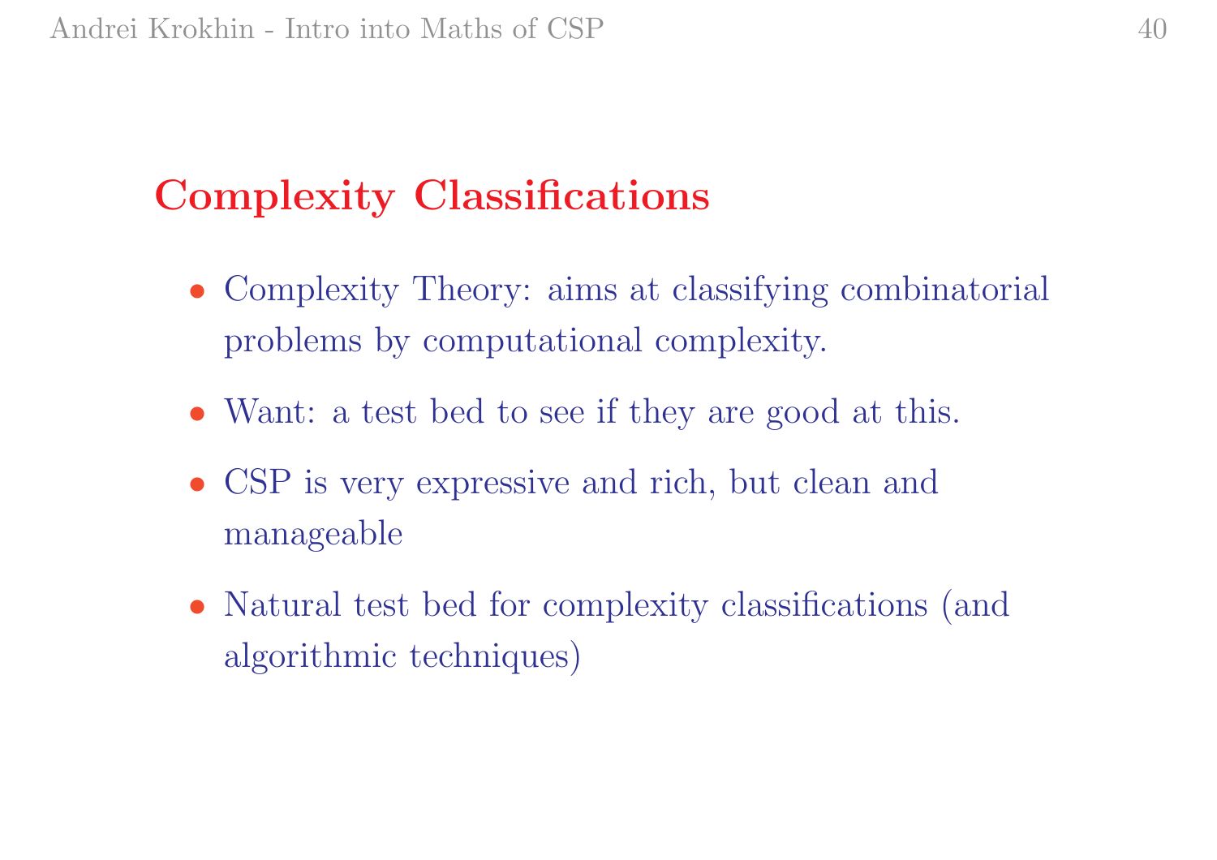## Complexity Classifications

- Complexity Theory: aims at classifying combinatorial problems by computational complexity.
- Want: a test bed to see if they are good at this.
- CSP is very expressive and rich, but clean and manageable
- Natural test bed for complexity classifications (and algorithmic techniques)